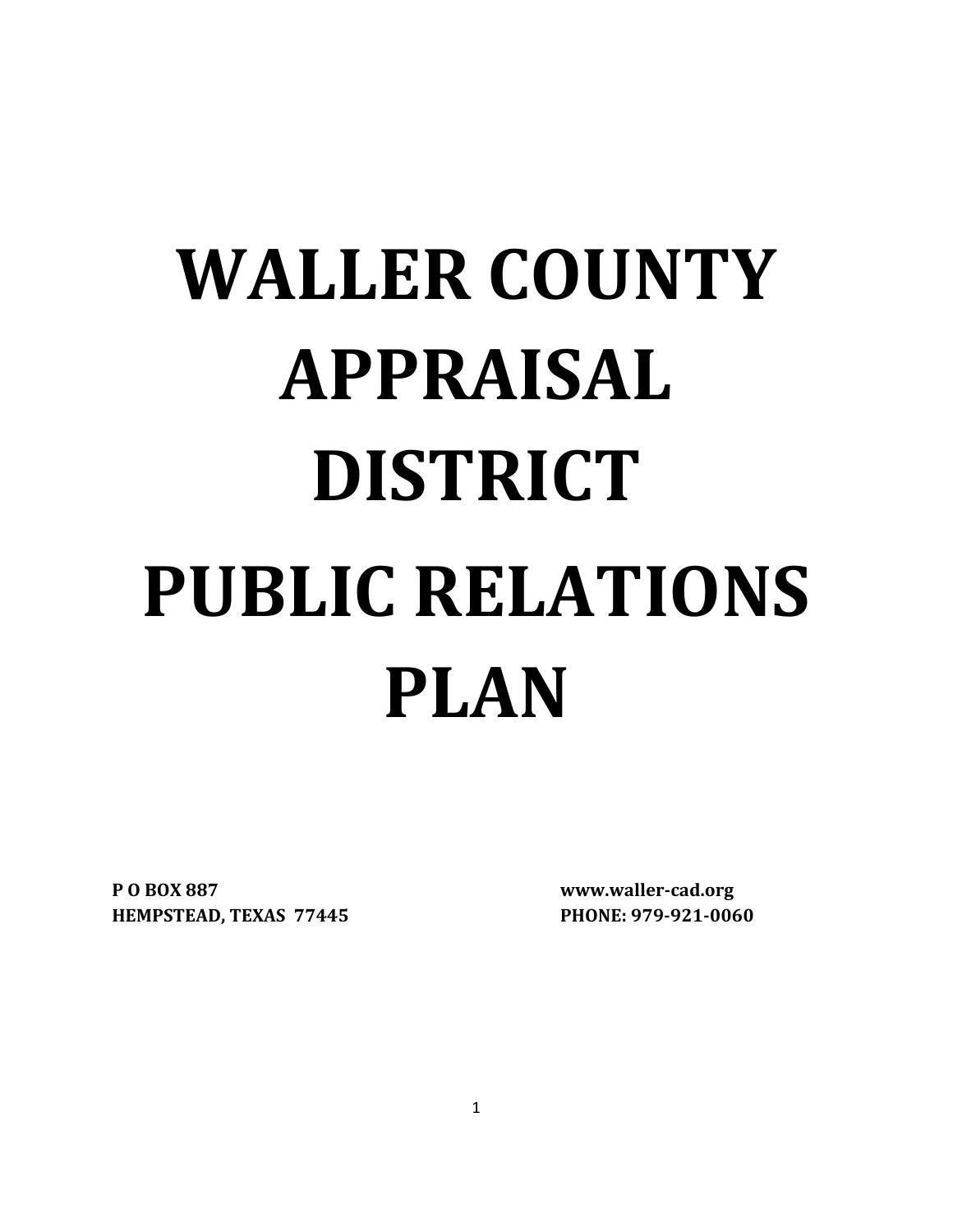# WALLER COUNTY APPRAISAL DISTRICT

# PUBLIC RELATIONS PLAN

**P O BOX 887**
**HEMPSTEAD, TEXAS 77445**

**www.waller-cad.org**
**PHONE: 979-921-0060**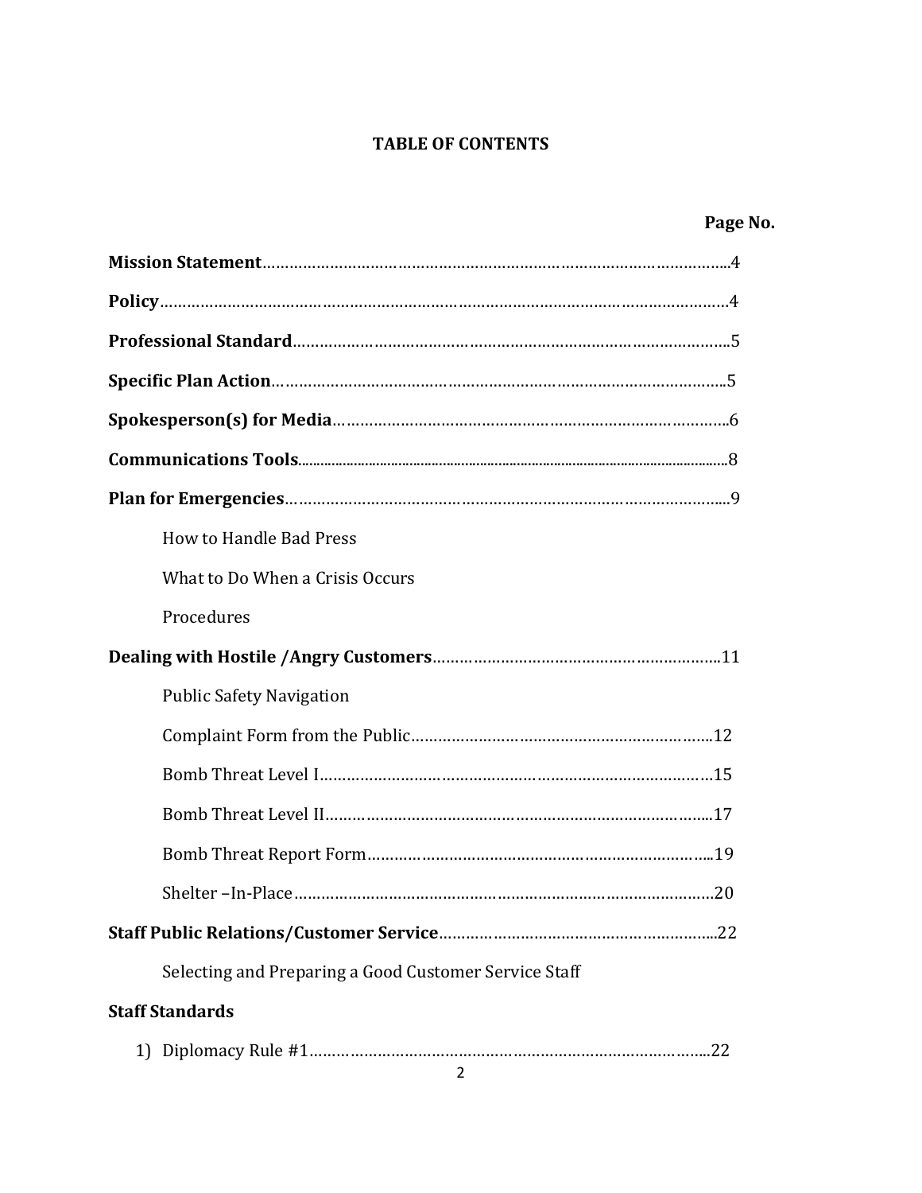## TABLE OF CONTENTS

| | Page No. |
|---|---|
| **Mission Statement** | 4 |
| **Policy** | 4 |
| **Professional Standard** | 5 |
| **Specific Plan Action** | 5 |
| **Spokesperson(s) for Media** | 6 |
| **Communications Tools** | 8 |
| **Plan for Emergencies** | 9 |
| How to Handle Bad Press | |
| What to Do When a Crisis Occurs | |
| Procedures | |
| **Dealing with Hostile /Angry Customers** | 11 |
| Public Safety Navigation | |
| Complaint Form from the Public | 12 |
| Bomb Threat Level I | 15 |
| Bomb Threat Level II | 17 |
| Bomb Threat Report Form | 19 |
| Shelter –In-Place | 20 |
| **Staff Public Relations/Customer Service** | 22 |
| Selecting and Preparing a Good Customer Service Staff | |
| **Staff Standards** | |
| 1) Diplomacy Rule #1 | 22 |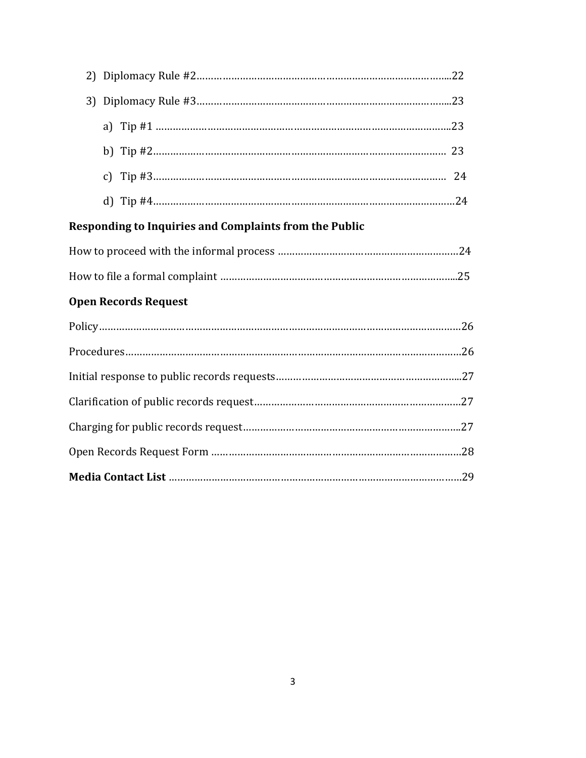2) Diplomacy Rule #2…………………………………………………………………………..22

3) Diplomacy Rule #3…………………………………………………………………………..23

   a) Tip #1 …………………………………………………………………………………..23

   b) Tip #2………………………………………………………………………………… 23

   c) Tip #3………………………………………………………………………………… 24

   d) Tip #4……………………………………………………………………………………24

**Responding to Inquiries and Complaints from the Public**

How to proceed with the informal process ………………………………………………………24

How to file a formal complaint ………………………………………………………………...25

**Open Records Request**

Policy………………………………………………………………………………………………26

Procedures…………………………………………………………………………………………26

Initial response to public records requests…………………………………………………...27

Clarification of public records request………………………………………………………27

Charging for public records request…………………………………………………………..27

Open Records Request Form ……………………………………………………………………28

**Media Contact List** ……………………………………………………………………………29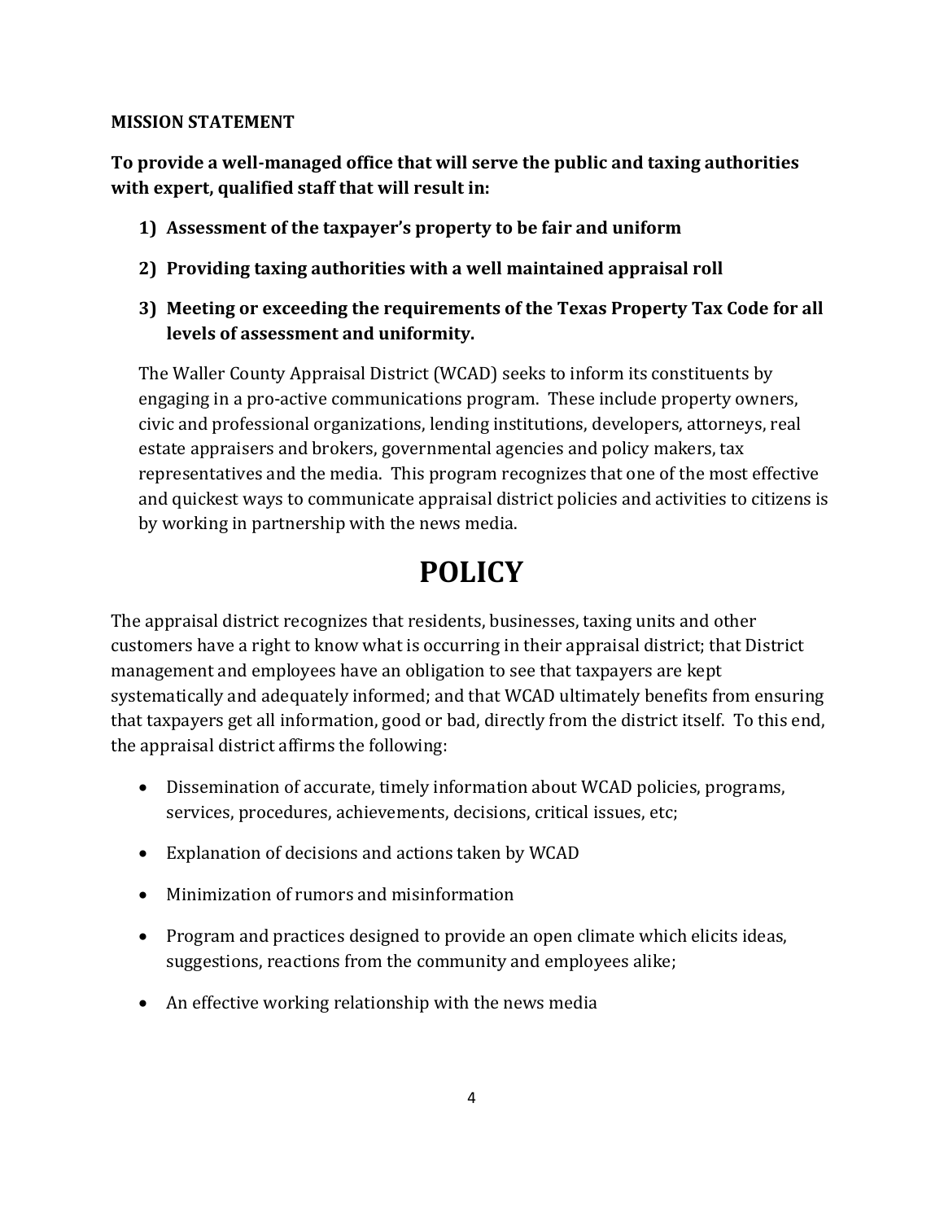**MISSION STATEMENT**

**To provide a well-managed office that will serve the public and taxing authorities with expert, qualified staff that will result in:**

1) **Assessment of the taxpayer's property to be fair and uniform**
2) **Providing taxing authorities with a well maintained appraisal roll**
3) **Meeting or exceeding the requirements of the Texas Property Tax Code for all levels of assessment and uniformity.**

The Waller County Appraisal District (WCAD) seeks to inform its constituents by engaging in a pro-active communications program. These include property owners, civic and professional organizations, lending institutions, developers, attorneys, real estate appraisers and brokers, governmental agencies and policy makers, tax representatives and the media. This program recognizes that one of the most effective and quickest ways to communicate appraisal district policies and activities to citizens is by working in partnership with the news media.

# POLICY

The appraisal district recognizes that residents, businesses, taxing units and other customers have a right to know what is occurring in their appraisal district; that District management and employees have an obligation to see that taxpayers are kept systematically and adequately informed; and that WCAD ultimately benefits from ensuring that taxpayers get all information, good or bad, directly from the district itself. To this end, the appraisal district affirms the following:

- Dissemination of accurate, timely information about WCAD policies, programs, services, procedures, achievements, decisions, critical issues, etc;
- Explanation of decisions and actions taken by WCAD
- Minimization of rumors and misinformation
- Program and practices designed to provide an open climate which elicits ideas, suggestions, reactions from the community and employees alike;
- An effective working relationship with the news media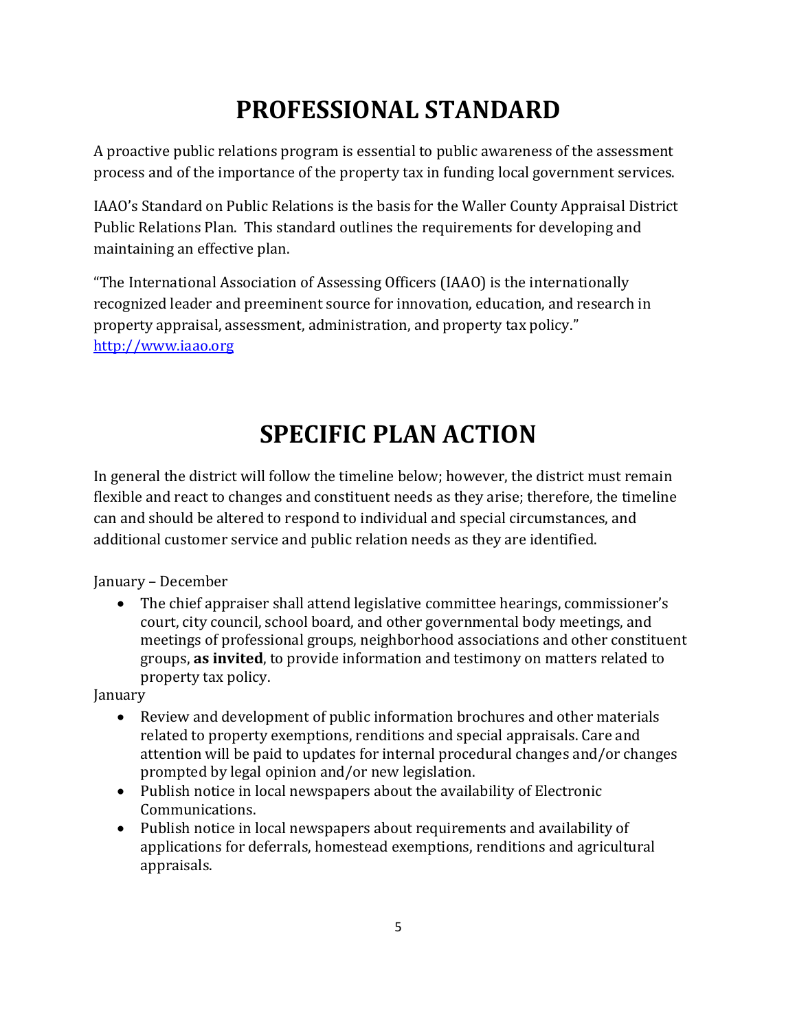# PROFESSIONAL STANDARD

A proactive public relations program is essential to public awareness of the assessment process and of the importance of the property tax in funding local government services.

IAAO's Standard on Public Relations is the basis for the Waller County Appraisal District Public Relations Plan. This standard outlines the requirements for developing and maintaining an effective plan.

"The International Association of Assessing Officers (IAAO) is the internationally recognized leader and preeminent source for innovation, education, and research in property appraisal, assessment, administration, and property tax policy." http://www.iaao.org

# SPECIFIC PLAN ACTION

In general the district will follow the timeline below; however, the district must remain flexible and react to changes and constituent needs as they arise; therefore, the timeline can and should be altered to respond to individual and special circumstances, and additional customer service and public relation needs as they are identified.

January – December

- The chief appraiser shall attend legislative committee hearings, commissioner's court, city council, school board, and other governmental body meetings, and meetings of professional groups, neighborhood associations and other constituent groups, **as invited**, to provide information and testimony on matters related to property tax policy.

January

- Review and development of public information brochures and other materials related to property exemptions, renditions and special appraisals. Care and attention will be paid to updates for internal procedural changes and/or changes prompted by legal opinion and/or new legislation.
- Publish notice in local newspapers about the availability of Electronic Communications.
- Publish notice in local newspapers about requirements and availability of applications for deferrals, homestead exemptions, renditions and agricultural appraisals.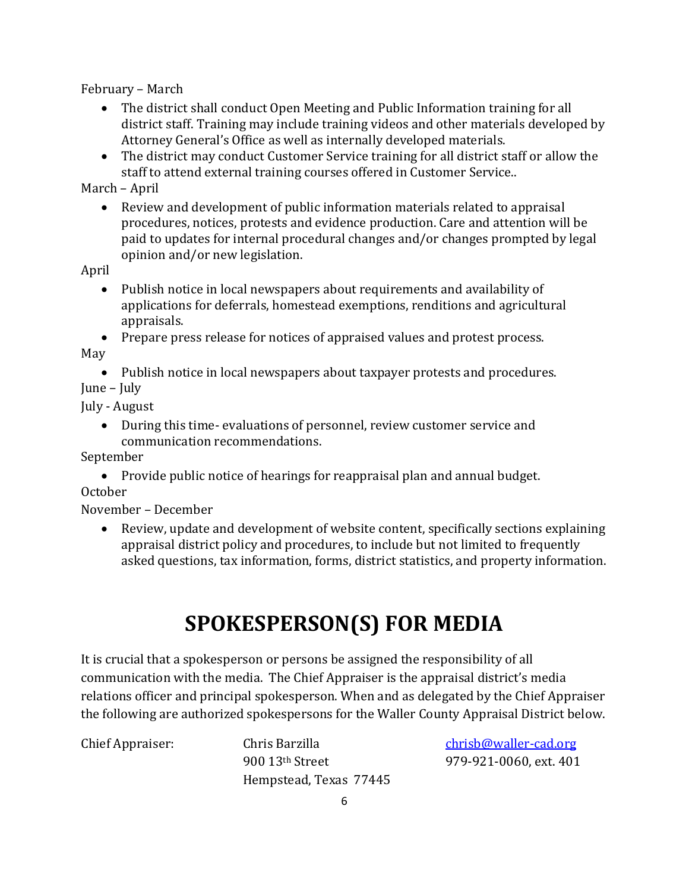February – March

- The district shall conduct Open Meeting and Public Information training for all district staff. Training may include training videos and other materials developed by Attorney General's Office as well as internally developed materials.
- The district may conduct Customer Service training for all district staff or allow the staff to attend external training courses offered in Customer Service..

March – April

- Review and development of public information materials related to appraisal procedures, notices, protests and evidence production. Care and attention will be paid to updates for internal procedural changes and/or changes prompted by legal opinion and/or new legislation.

April

- Publish notice in local newspapers about requirements and availability of applications for deferrals, homestead exemptions, renditions and agricultural appraisals.
- Prepare press release for notices of appraised values and protest process.

May

- Publish notice in local newspapers about taxpayer protests and procedures.

June – July

July - August

- During this time- evaluations of personnel, review customer service and communication recommendations.

September

- Provide public notice of hearings for reappraisal plan and annual budget.

October

November – December

- Review, update and development of website content, specifically sections explaining appraisal district policy and procedures, to include but not limited to frequently asked questions, tax information, forms, district statistics, and property information.

# SPOKESPERSON(S) FOR MEDIA

It is crucial that a spokesperson or persons be assigned the responsibility of all communication with the media. The Chief Appraiser is the appraisal district's media relations officer and principal spokesperson. When and as delegated by the Chief Appraiser the following are authorized spokespersons for the Waller County Appraisal District below.

Chief Appraiser: Chris Barzilla
900 13th Street
Hempstead, Texas 77445

chrisb@waller-cad.org
979-921-0060, ext. 401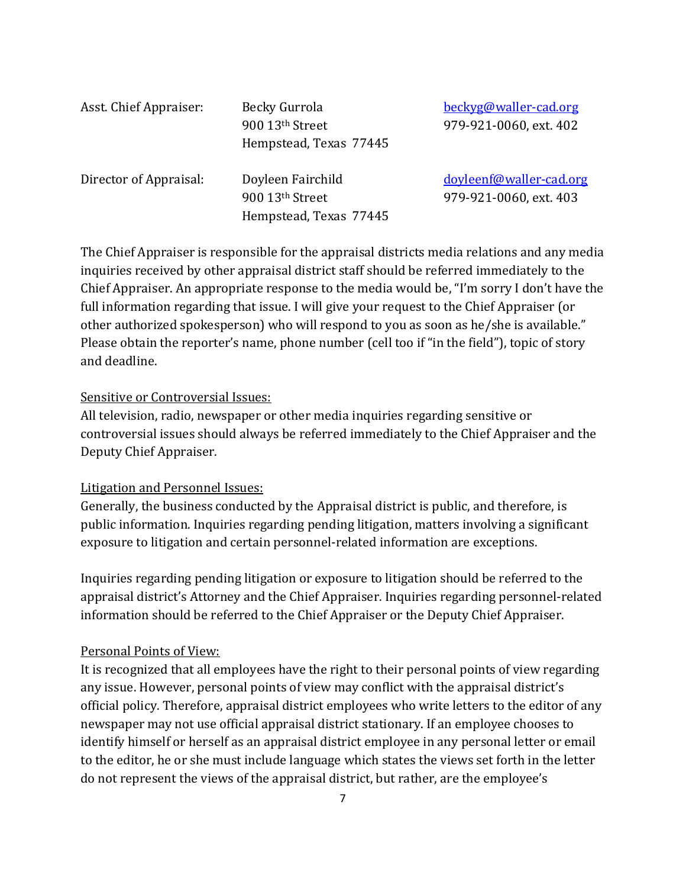| Asst. Chief Appraiser: | Becky Gurrola<br>900 13th Street<br>Hempstead, Texas 77445 | beckyg@waller-cad.org<br>979-921-0060, ext. 402 |
|---|---|---|
| Director of Appraisal: | Doyleen Fairchild<br>900 13th Street<br>Hempstead, Texas 77445 | doyleenf@waller-cad.org<br>979-921-0060, ext. 403 |

The Chief Appraiser is responsible for the appraisal districts media relations and any media inquiries received by other appraisal district staff should be referred immediately to the Chief Appraiser. An appropriate response to the media would be, "I'm sorry I don't have the full information regarding that issue. I will give your request to the Chief Appraiser (or other authorized spokesperson) who will respond to you as soon as he/she is available." Please obtain the reporter's name, phone number (cell too if "in the field"), topic of story and deadline.

<u>Sensitive or Controversial Issues:</u>
All television, radio, newspaper or other media inquiries regarding sensitive or controversial issues should always be referred immediately to the Chief Appraiser and the Deputy Chief Appraiser.

<u>Litigation and Personnel Issues:</u>
Generally, the business conducted by the Appraisal district is public, and therefore, is public information. Inquiries regarding pending litigation, matters involving a significant exposure to litigation and certain personnel-related information are exceptions.

Inquiries regarding pending litigation or exposure to litigation should be referred to the appraisal district's Attorney and the Chief Appraiser. Inquiries regarding personnel-related information should be referred to the Chief Appraiser or the Deputy Chief Appraiser.

<u>Personal Points of View:</u>
It is recognized that all employees have the right to their personal points of view regarding any issue. However, personal points of view may conflict with the appraisal district's official policy. Therefore, appraisal district employees who write letters to the editor of any newspaper may not use official appraisal district stationary. If an employee chooses to identify himself or herself as an appraisal district employee in any personal letter or email to the editor, he or she must include language which states the views set forth in the letter do not represent the views of the appraisal district, but rather, are the employee's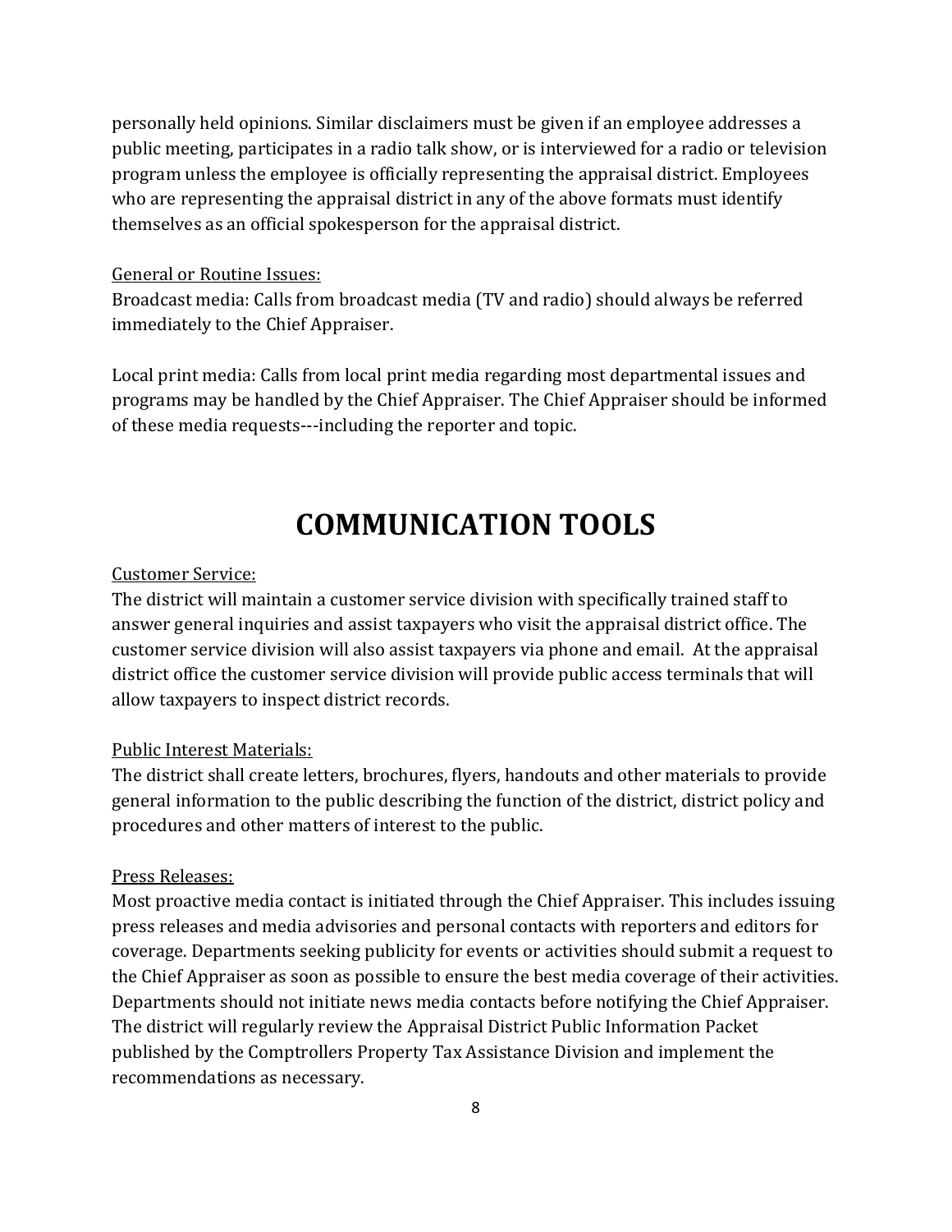personally held opinions. Similar disclaimers must be given if an employee addresses a public meeting, participates in a radio talk show, or is interviewed for a radio or television program unless the employee is officially representing the appraisal district. Employees who are representing the appraisal district in any of the above formats must identify themselves as an official spokesperson for the appraisal district.

General or Routine Issues:

Broadcast media: Calls from broadcast media (TV and radio) should always be referred immediately to the Chief Appraiser.

Local print media: Calls from local print media regarding most departmental issues and programs may be handled by the Chief Appraiser. The Chief Appraiser should be informed of these media requests---including the reporter and topic.

# COMMUNICATION TOOLS

Customer Service:

The district will maintain a customer service division with specifically trained staff to answer general inquiries and assist taxpayers who visit the appraisal district office. The customer service division will also assist taxpayers via phone and email. At the appraisal district office the customer service division will provide public access terminals that will allow taxpayers to inspect district records.

Public Interest Materials:

The district shall create letters, brochures, flyers, handouts and other materials to provide general information to the public describing the function of the district, district policy and procedures and other matters of interest to the public.

Press Releases:

Most proactive media contact is initiated through the Chief Appraiser. This includes issuing press releases and media advisories and personal contacts with reporters and editors for coverage. Departments seeking publicity for events or activities should submit a request to the Chief Appraiser as soon as possible to ensure the best media coverage of their activities. Departments should not initiate news media contacts before notifying the Chief Appraiser. The district will regularly review the Appraisal District Public Information Packet published by the Comptrollers Property Tax Assistance Division and implement the recommendations as necessary.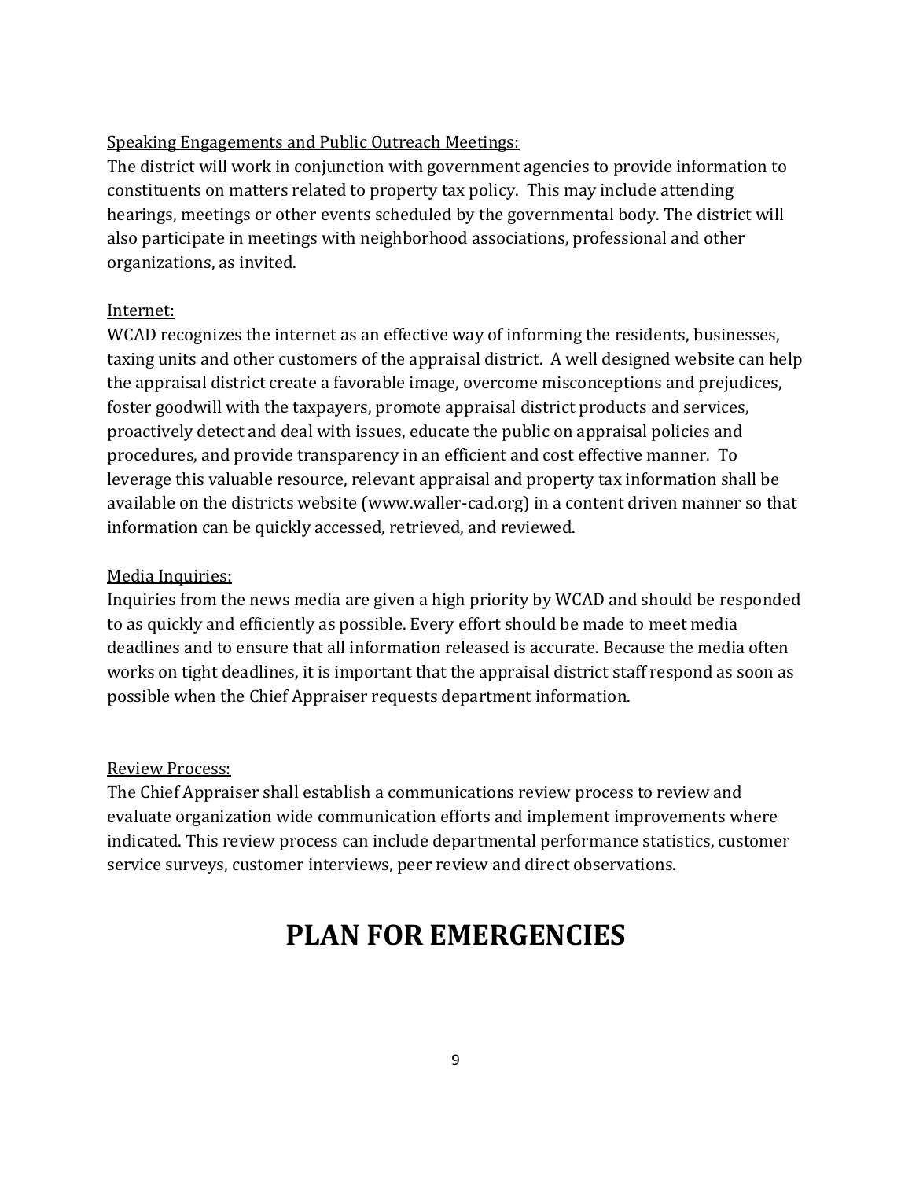Speaking Engagements and Public Outreach Meetings:

The district will work in conjunction with government agencies to provide information to constituents on matters related to property tax policy. This may include attending hearings, meetings or other events scheduled by the governmental body. The district will also participate in meetings with neighborhood associations, professional and other organizations, as invited.

Internet:

WCAD recognizes the internet as an effective way of informing the residents, businesses, taxing units and other customers of the appraisal district. A well designed website can help the appraisal district create a favorable image, overcome misconceptions and prejudices, foster goodwill with the taxpayers, promote appraisal district products and services, proactively detect and deal with issues, educate the public on appraisal policies and procedures, and provide transparency in an efficient and cost effective manner. To leverage this valuable resource, relevant appraisal and property tax information shall be available on the districts website (www.waller-cad.org) in a content driven manner so that information can be quickly accessed, retrieved, and reviewed.

Media Inquiries:

Inquiries from the news media are given a high priority by WCAD and should be responded to as quickly and efficiently as possible. Every effort should be made to meet media deadlines and to ensure that all information released is accurate. Because the media often works on tight deadlines, it is important that the appraisal district staff respond as soon as possible when the Chief Appraiser requests department information.

Review Process:

The Chief Appraiser shall establish a communications review process to review and evaluate organization wide communication efforts and implement improvements where indicated. This review process can include departmental performance statistics, customer service surveys, customer interviews, peer review and direct observations.

# PLAN FOR EMERGENCIES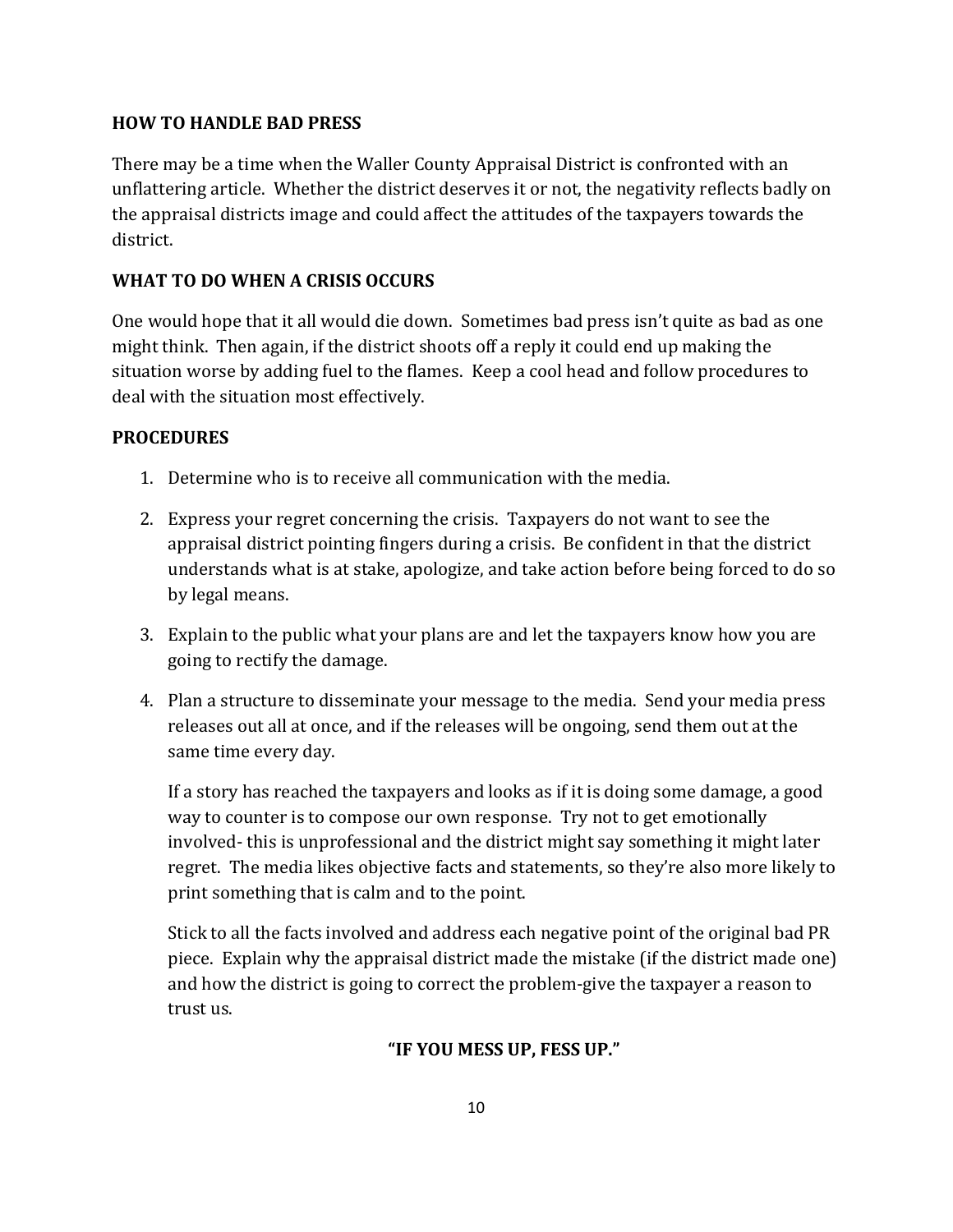## HOW TO HANDLE BAD PRESS

There may be a time when the Waller County Appraisal District is confronted with an unflattering article. Whether the district deserves it or not, the negativity reflects badly on the appraisal districts image and could affect the attitudes of the taxpayers towards the district.

## WHAT TO DO WHEN A CRISIS OCCURS

One would hope that it all would die down. Sometimes bad press isn't quite as bad as one might think. Then again, if the district shoots off a reply it could end up making the situation worse by adding fuel to the flames. Keep a cool head and follow procedures to deal with the situation most effectively.

## PROCEDURES

1. Determine who is to receive all communication with the media.
2. Express your regret concerning the crisis. Taxpayers do not want to see the appraisal district pointing fingers during a crisis. Be confident in that the district understands what is at stake, apologize, and take action before being forced to do so by legal means.
3. Explain to the public what your plans are and let the taxpayers know how you are going to rectify the damage.
4. Plan a structure to disseminate your message to the media. Send your media press releases out all at once, and if the releases will be ongoing, send them out at the same time every day.

   If a story has reached the taxpayers and looks as if it is doing some damage, a good way to counter is to compose our own response. Try not to get emotionally involved- this is unprofessional and the district might say something it might later regret. The media likes objective facts and statements, so they're also more likely to print something that is calm and to the point.

   Stick to all the facts involved and address each negative point of the original bad PR piece. Explain why the appraisal district made the mistake (if the district made one) and how the district is going to correct the problem-give the taxpayer a reason to trust us.

**"IF YOU MESS UP, FESS UP."**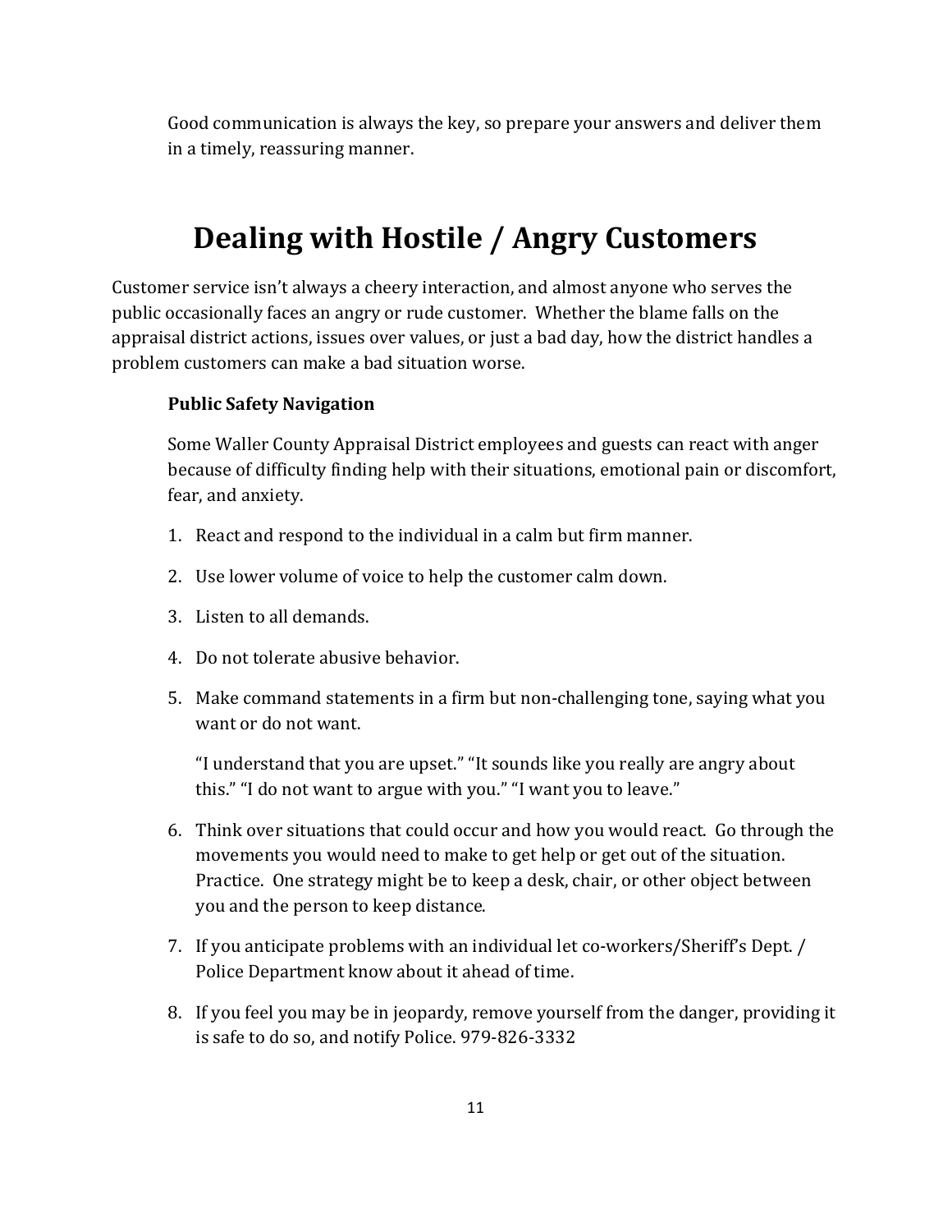Good communication is always the key, so prepare your answers and deliver them in a timely, reassuring manner.

# Dealing with Hostile / Angry Customers

Customer service isn't always a cheery interaction, and almost anyone who serves the public occasionally faces an angry or rude customer. Whether the blame falls on the appraisal district actions, issues over values, or just a bad day, how the district handles a problem customers can make a bad situation worse.

**Public Safety Navigation**

Some Waller County Appraisal District employees and guests can react with anger because of difficulty finding help with their situations, emotional pain or discomfort, fear, and anxiety.

1. React and respond to the individual in a calm but firm manner.
2. Use lower volume of voice to help the customer calm down.
3. Listen to all demands.
4. Do not tolerate abusive behavior.
5. Make command statements in a firm but non-challenging tone, saying what you want or do not want.

   "I understand that you are upset." "It sounds like you really are angry about this." "I do not want to argue with you." "I want you to leave."

6. Think over situations that could occur and how you would react. Go through the movements you would need to make to get help or get out of the situation. Practice. One strategy might be to keep a desk, chair, or other object between you and the person to keep distance.
7. If you anticipate problems with an individual let co-workers/Sheriff's Dept. / Police Department know about it ahead of time.
8. If you feel you may be in jeopardy, remove yourself from the danger, providing it is safe to do so, and notify Police. 979-826-3332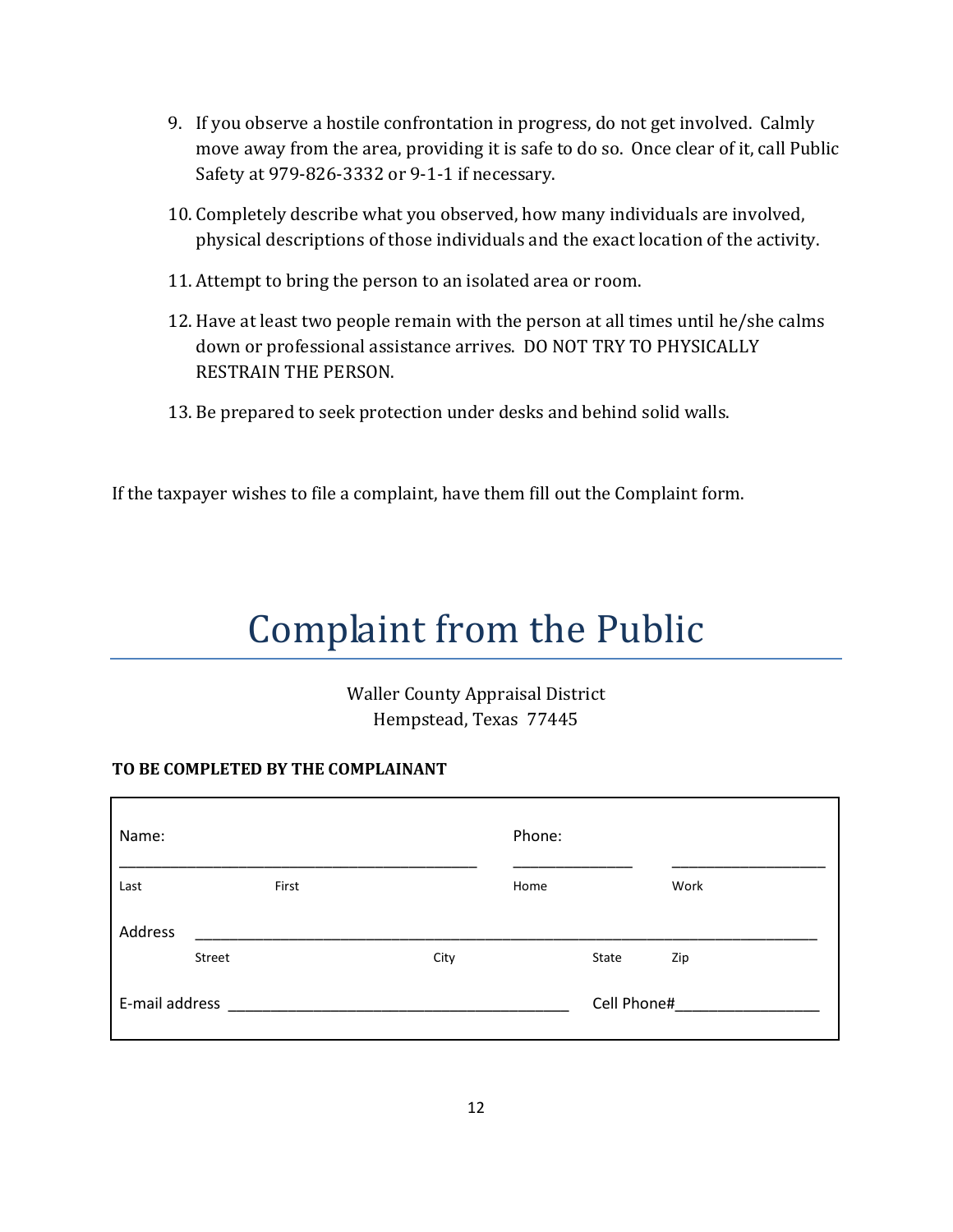9. If you observe a hostile confrontation in progress, do not get involved. Calmly move away from the area, providing it is safe to do so. Once clear of it, call Public Safety at 979-826-3332 or 9-1-1 if necessary.
10. Completely describe what you observed, how many individuals are involved, physical descriptions of those individuals and the exact location of the activity.
11. Attempt to bring the person to an isolated area or room.
12. Have at least two people remain with the person at all times until he/she calms down or professional assistance arrives. DO NOT TRY TO PHYSICALLY RESTRAIN THE PERSON.
13. Be prepared to seek protection under desks and behind solid walls.

If the taxpayer wishes to file a complaint, have them fill out the Complaint form.

# Complaint from the Public

Waller County Appraisal District
Hempstead, Texas 77445

**TO BE COMPLETED BY THE COMPLAINANT**

Name: _______________________________________________ Phone: _______________ ____________________

Last First Home Work

Address ______________________________________________________________________________

Street City State Zip

E-mail address ___________________________________________ Cell Phone#__________________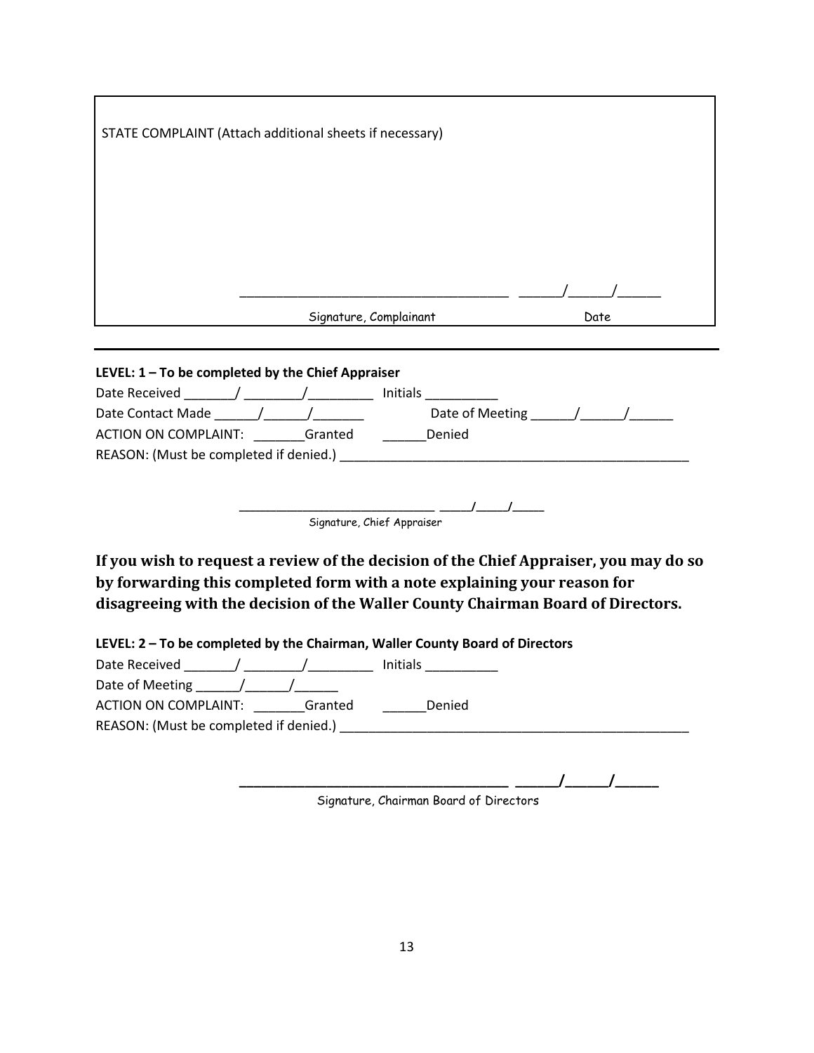STATE COMPLAINT (Attach additional sheets if necessary)

_____________________________________ ______/______/______

Signature, Complainant Date

---

**LEVEL: 1 – To be completed by the Chief Appraiser**

Date Received _______/ ________/_________ Initials __________

Date Contact Made ______/______/_______ Date of Meeting ______/______/______

ACTION ON COMPLAINT: _______Granted ______Denied

REASON: (Must be completed if denied.) __________________________________________________

___________________________ _____/_____/_____

Signature, Chief Appraiser

**If you wish to request a review of the decision of the Chief Appraiser, you may do so by forwarding this completed form with a note explaining your reason for disagreeing with the decision of the Waller County Chairman Board of Directors.**

**LEVEL: 2 – To be completed by the Chairman, Waller County Board of Directors**

Date Received _______/ ________/_________ Initials __________

Date of Meeting ______/______/______

ACTION ON COMPLAINT: _______Granted ______Denied

REASON: (Must be completed if denied.) __________________________________________________

___________________________________ ______/______/______

Signature, Chairman Board of Directors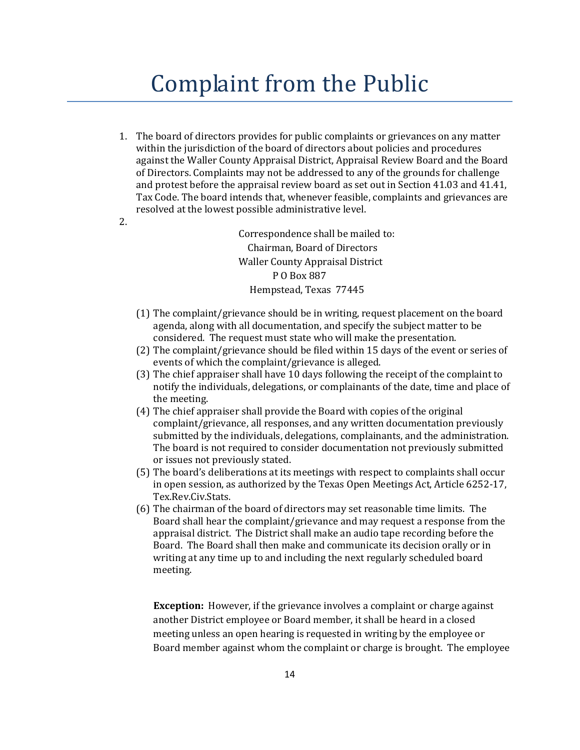# Complaint from the Public

1. The board of directors provides for public complaints or grievances on any matter within the jurisdiction of the board of directors about policies and procedures against the Waller County Appraisal District, Appraisal Review Board and the Board of Directors. Complaints may not be addressed to any of the grounds for challenge and protest before the appraisal review board as set out in Section 41.03 and 41.41, Tax Code. The board intends that, whenever feasible, complaints and grievances are resolved at the lowest possible administrative level.
2. Correspondence shall be mailed to:
   Chairman, Board of Directors
   Waller County Appraisal District
   P O Box 887
   Hempstead, Texas 77445

   (1) The complaint/grievance should be in writing, request placement on the board agenda, along with all documentation, and specify the subject matter to be considered. The request must state who will make the presentation.
   (2) The complaint/grievance should be filed within 15 days of the event or series of events of which the complaint/grievance is alleged.
   (3) The chief appraiser shall have 10 days following the receipt of the complaint to notify the individuals, delegations, or complainants of the date, time and place of the meeting.
   (4) The chief appraiser shall provide the Board with copies of the original complaint/grievance, all responses, and any written documentation previously submitted by the individuals, delegations, complainants, and the administration. The board is not required to consider documentation not previously submitted or issues not previously stated.
   (5) The board's deliberations at its meetings with respect to complaints shall occur in open session, as authorized by the Texas Open Meetings Act, Article 6252-17, Tex.Rev.Civ.Stats.
   (6) The chairman of the board of directors may set reasonable time limits. The Board shall hear the complaint/grievance and may request a response from the appraisal district. The District shall make an audio tape recording before the Board. The Board shall then make and communicate its decision orally or in writing at any time up to and including the next regularly scheduled board meeting.

   **Exception:** However, if the grievance involves a complaint or charge against another District employee or Board member, it shall be heard in a closed meeting unless an open hearing is requested in writing by the employee or Board member against whom the complaint or charge is brought. The employee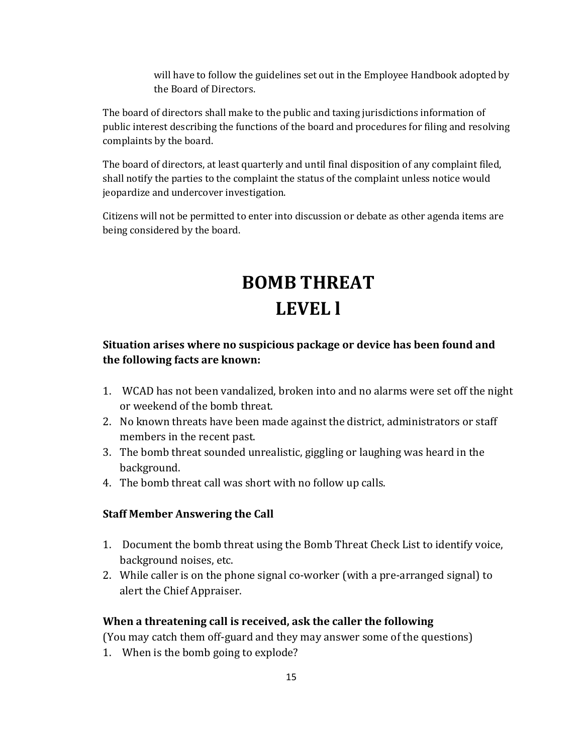will have to follow the guidelines set out in the Employee Handbook adopted by the Board of Directors.

The board of directors shall make to the public and taxing jurisdictions information of public interest describing the functions of the board and procedures for filing and resolving complaints by the board.

The board of directors, at least quarterly and until final disposition of any complaint filed, shall notify the parties to the complaint the status of the complaint unless notice would jeopardize and undercover investigation.

Citizens will not be permitted to enter into discussion or debate as other agenda items are being considered by the board.

# BOMB THREAT
# LEVEL l

**Situation arises where no suspicious package or device has been found and the following facts are known:**

1. WCAD has not been vandalized, broken into and no alarms were set off the night or weekend of the bomb threat.
2. No known threats have been made against the district, administrators or staff members in the recent past.
3. The bomb threat sounded unrealistic, giggling or laughing was heard in the background.
4. The bomb threat call was short with no follow up calls.

**Staff Member Answering the Call**

1. Document the bomb threat using the Bomb Threat Check List to identify voice, background noises, etc.
2. While caller is on the phone signal co-worker (with a pre-arranged signal) to alert the Chief Appraiser.

**When a threatening call is received, ask the caller the following**

(You may catch them off-guard and they may answer some of the questions)

1. When is the bomb going to explode?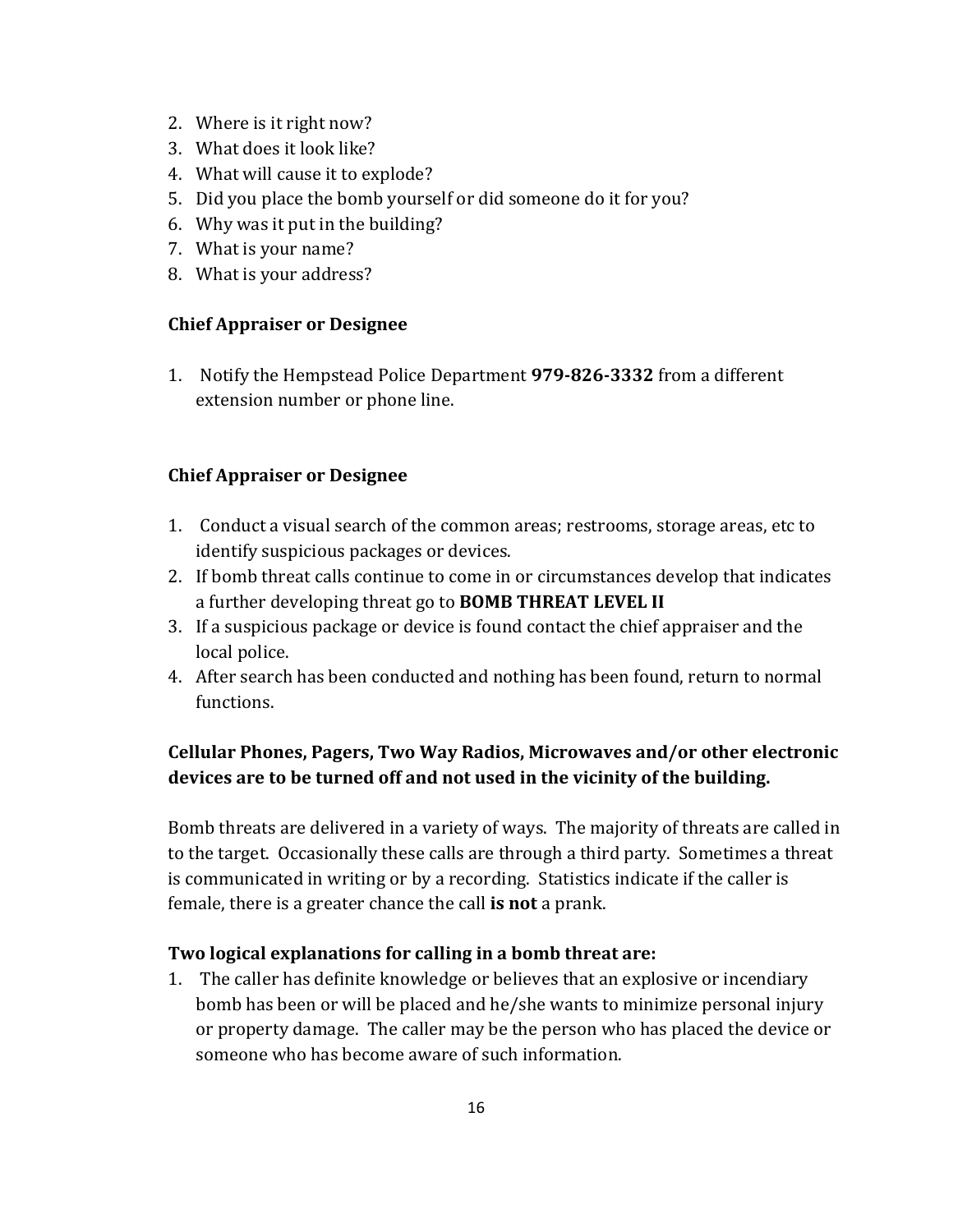2. Where is it right now?
3. What does it look like?
4. What will cause it to explode?
5. Did you place the bomb yourself or did someone do it for you?
6. Why was it put in the building?
7. What is your name?
8. What is your address?

**Chief Appraiser or Designee**

1. Notify the Hempstead Police Department **979-826-3332** from a different extension number or phone line.

**Chief Appraiser or Designee**

1. Conduct a visual search of the common areas; restrooms, storage areas, etc to identify suspicious packages or devices.
2. If bomb threat calls continue to come in or circumstances develop that indicates a further developing threat go to **BOMB THREAT LEVEL II**
3. If a suspicious package or device is found contact the chief appraiser and the local police.
4. After search has been conducted and nothing has been found, return to normal functions.

**Cellular Phones, Pagers, Two Way Radios, Microwaves and/or other electronic devices are to be turned off and not used in the vicinity of the building.**

Bomb threats are delivered in a variety of ways. The majority of threats are called in to the target. Occasionally these calls are through a third party. Sometimes a threat is communicated in writing or by a recording. Statistics indicate if the caller is female, there is a greater chance the call **is not** a prank.

**Two logical explanations for calling in a bomb threat are:**

1. The caller has definite knowledge or believes that an explosive or incendiary bomb has been or will be placed and he/she wants to minimize personal injury or property damage. The caller may be the person who has placed the device or someone who has become aware of such information.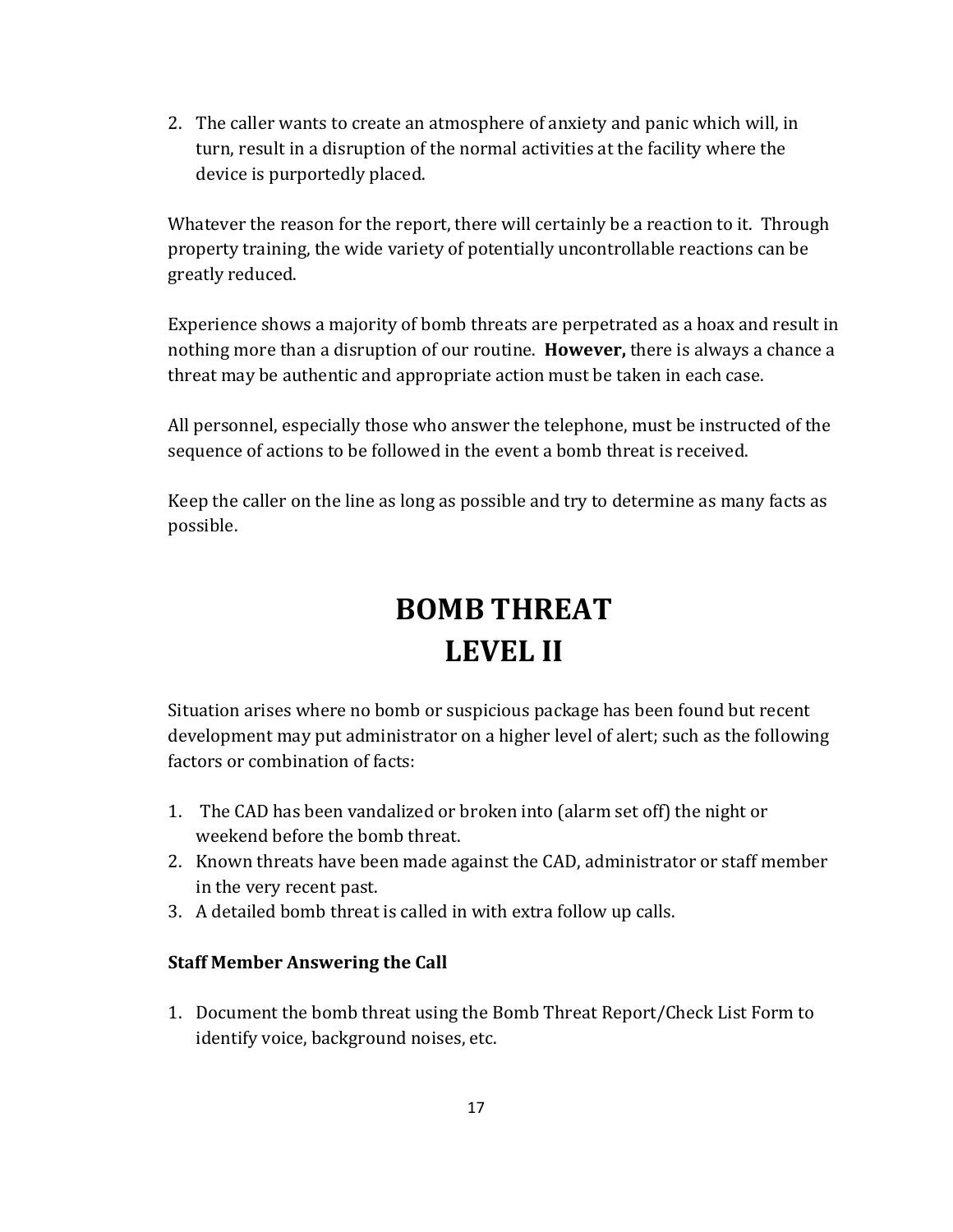2. The caller wants to create an atmosphere of anxiety and panic which will, in turn, result in a disruption of the normal activities at the facility where the device is purportedly placed.

Whatever the reason for the report, there will certainly be a reaction to it. Through property training, the wide variety of potentially uncontrollable reactions can be greatly reduced.

Experience shows a majority of bomb threats are perpetrated as a hoax and result in nothing more than a disruption of our routine. **However,** there is always a chance a threat may be authentic and appropriate action must be taken in each case.

All personnel, especially those who answer the telephone, must be instructed of the sequence of actions to be followed in the event a bomb threat is received.

Keep the caller on the line as long as possible and try to determine as many facts as possible.

# BOMB THREAT LEVEL II

Situation arises where no bomb or suspicious package has been found but recent development may put administrator on a higher level of alert; such as the following factors or combination of facts:

1. The CAD has been vandalized or broken into (alarm set off) the night or weekend before the bomb threat.
2. Known threats have been made against the CAD, administrator or staff member in the very recent past.
3. A detailed bomb threat is called in with extra follow up calls.

**Staff Member Answering the Call**

1. Document the bomb threat using the Bomb Threat Report/Check List Form to identify voice, background noises, etc.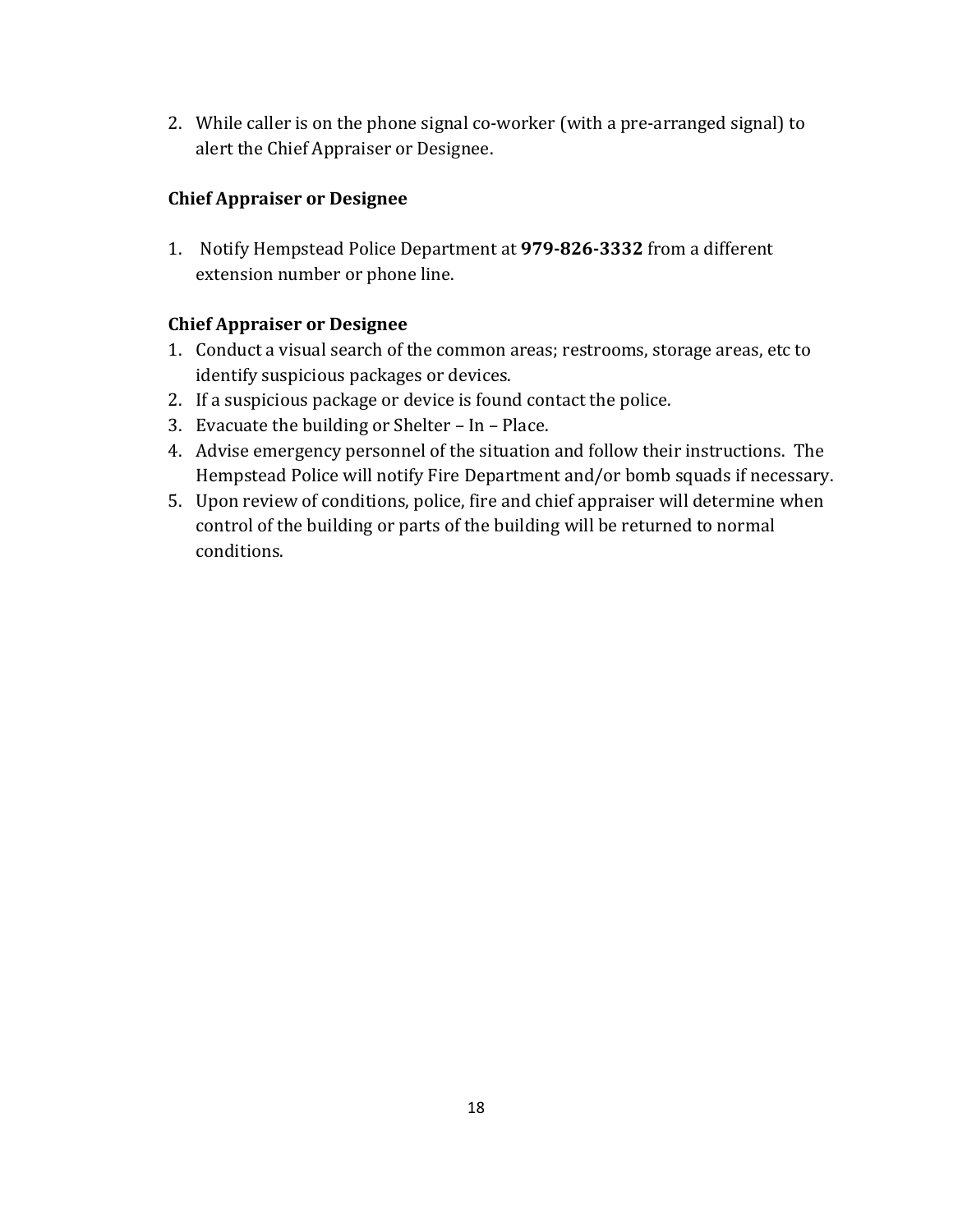2. While caller is on the phone signal co-worker (with a pre-arranged signal) to alert the Chief Appraiser or Designee.

**Chief Appraiser or Designee**

1. Notify Hempstead Police Department at **979-826-3332** from a different extension number or phone line.

**Chief Appraiser or Designee**

1. Conduct a visual search of the common areas; restrooms, storage areas, etc to identify suspicious packages or devices.
2. If a suspicious package or device is found contact the police.
3. Evacuate the building or Shelter – In – Place.
4. Advise emergency personnel of the situation and follow their instructions. The Hempstead Police will notify Fire Department and/or bomb squads if necessary.
5. Upon review of conditions, police, fire and chief appraiser will determine when control of the building or parts of the building will be returned to normal conditions.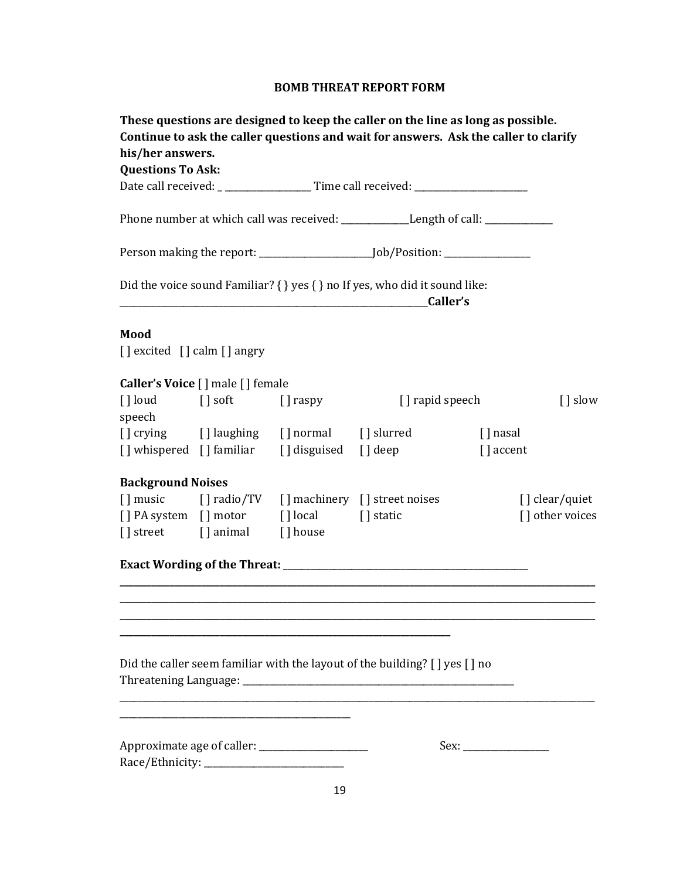## BOMB THREAT REPORT FORM

**These questions are designed to keep the caller on the line as long as possible. Continue to ask the caller questions and wait for answers. Ask the caller to clarify his/her answers.**

**Questions To Ask:**

Date call received: _ ___________________ Time call received: _________________________

Phone number at which call was received: _______________Length of call: _______________

Person making the report: _________________________Job/Position: ___________________

Did the voice sound Familiar? { } yes { } no If yes, who did it sound like: _______________________________________________________________________**Caller's**

**Mood**

[ ] excited [ ] calm [ ] angry

**Caller's Voice** [ ] male [ ] female

| | | | | |
|---|---|---|---|---|
| [ ] loud | [ ] soft | [ ] raspy | [ ] rapid speech | [ ] slow speech |
| [ ] crying | [ ] laughing | [ ] normal | [ ] slurred | [ ] nasal |
| [ ] whispered | [ ] familiar | [ ] disguised | [ ] deep | [ ] accent |

**Background Noises**

| | | | | |
|---|---|---|---|---|
| [ ] music | [ ] radio/TV | [ ] machinery | [ ] street noises | [ ] clear/quiet |
| [ ] PA system | [ ] motor | [ ] local | [ ] static | [ ] other voices |
| [ ] street | [ ] animal | [ ] house | | |

**Exact Wording of the Threat:** ________________________________________________________
**________________________________________________________________________________________**
**________________________________________________________________________________________**
**________________________________________________________________________________________**
**______________________________________________________________________**

Did the caller seem familiar with the layout of the building? [ ] yes [ ] no

Threatening Language: ____________________________________________________________
________________________________________________________________________________________
__________________________________________________

Approximate age of caller: ________________________ Sex: ___________________

Race/Ethnicity: ______________________________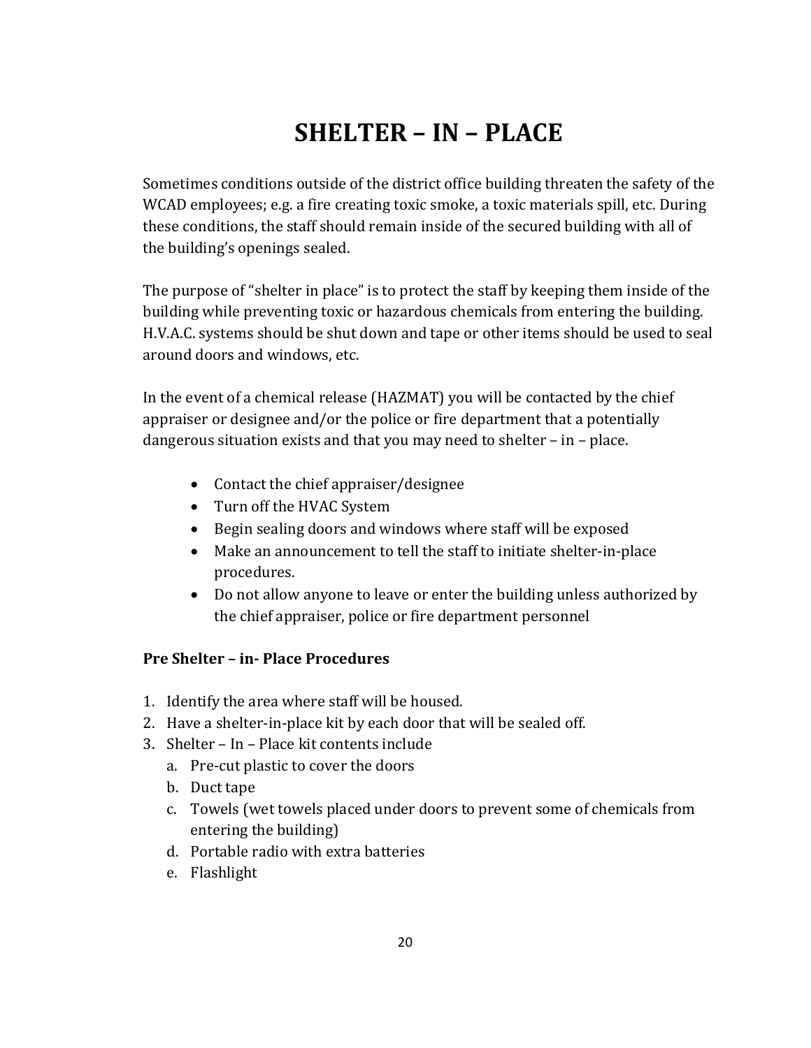# SHELTER – IN – PLACE

Sometimes conditions outside of the district office building threaten the safety of the WCAD employees; e.g. a fire creating toxic smoke, a toxic materials spill, etc. During these conditions, the staff should remain inside of the secured building with all of the building's openings sealed.

The purpose of "shelter in place" is to protect the staff by keeping them inside of the building while preventing toxic or hazardous chemicals from entering the building. H.V.A.C. systems should be shut down and tape or other items should be used to seal around doors and windows, etc.

In the event of a chemical release (HAZMAT) you will be contacted by the chief appraiser or designee and/or the police or fire department that a potentially dangerous situation exists and that you may need to shelter – in – place.

- Contact the chief appraiser/designee
- Turn off the HVAC System
- Begin sealing doors and windows where staff will be exposed
- Make an announcement to tell the staff to initiate shelter-in-place procedures.
- Do not allow anyone to leave or enter the building unless authorized by the chief appraiser, police or fire department personnel

**Pre Shelter – in- Place Procedures**

1. Identify the area where staff will be housed.
2. Have a shelter-in-place kit by each door that will be sealed off.
3. Shelter – In – Place kit contents include
   a. Pre-cut plastic to cover the doors
   b. Duct tape
   c. Towels (wet towels placed under doors to prevent some of chemicals from entering the building)
   d. Portable radio with extra batteries
   e. Flashlight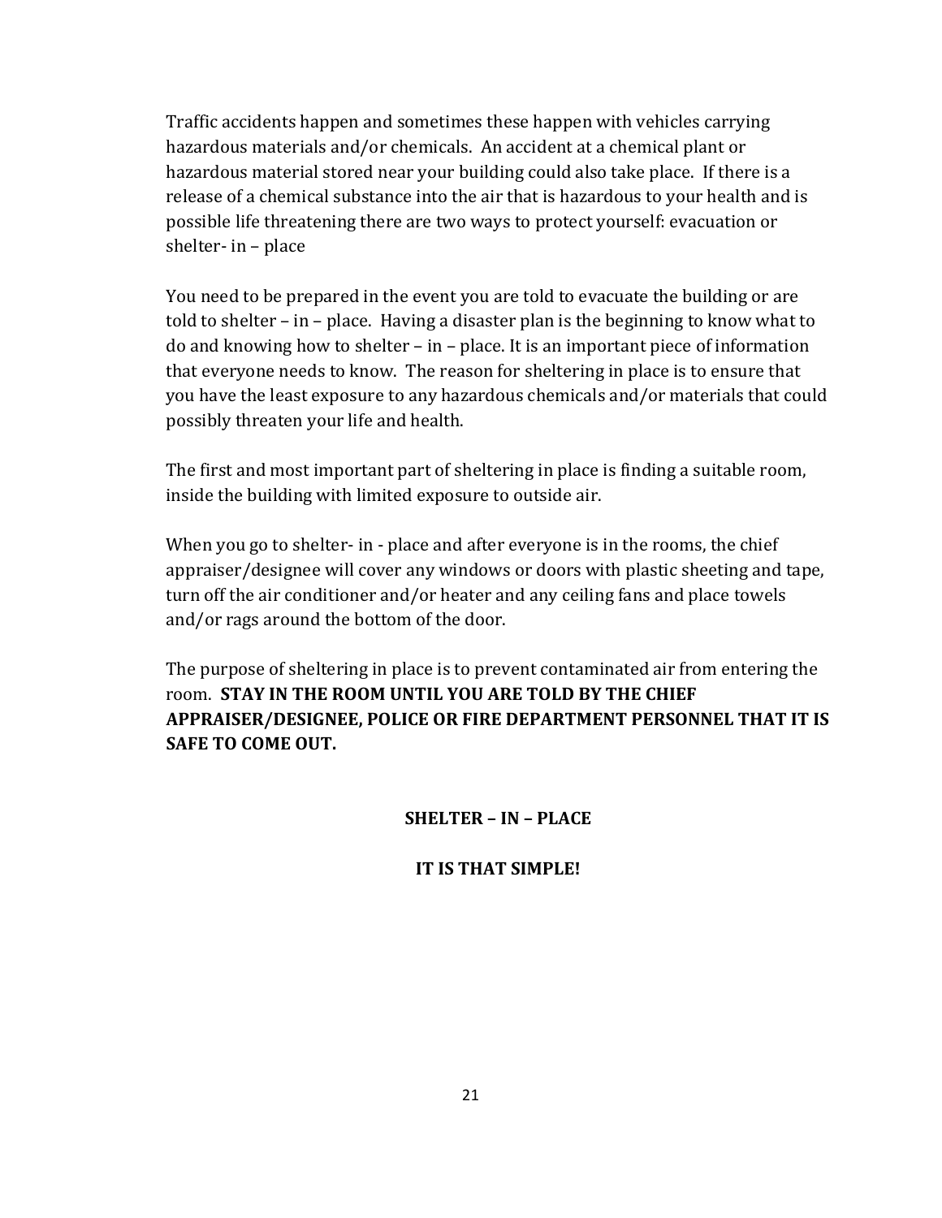Traffic accidents happen and sometimes these happen with vehicles carrying hazardous materials and/or chemicals. An accident at a chemical plant or hazardous material stored near your building could also take place. If there is a release of a chemical substance into the air that is hazardous to your health and is possible life threatening there are two ways to protect yourself: evacuation or shelter- in – place

You need to be prepared in the event you are told to evacuate the building or are told to shelter – in – place. Having a disaster plan is the beginning to know what to do and knowing how to shelter – in – place. It is an important piece of information that everyone needs to know. The reason for sheltering in place is to ensure that you have the least exposure to any hazardous chemicals and/or materials that could possibly threaten your life and health.

The first and most important part of sheltering in place is finding a suitable room, inside the building with limited exposure to outside air.

When you go to shelter- in - place and after everyone is in the rooms, the chief appraiser/designee will cover any windows or doors with plastic sheeting and tape, turn off the air conditioner and/or heater and any ceiling fans and place towels and/or rags around the bottom of the door.

The purpose of sheltering in place is to prevent contaminated air from entering the room. **STAY IN THE ROOM UNTIL YOU ARE TOLD BY THE CHIEF APPRAISER/DESIGNEE, POLICE OR FIRE DEPARTMENT PERSONNEL THAT IT IS SAFE TO COME OUT.**

**SHELTER – IN – PLACE**

**IT IS THAT SIMPLE!**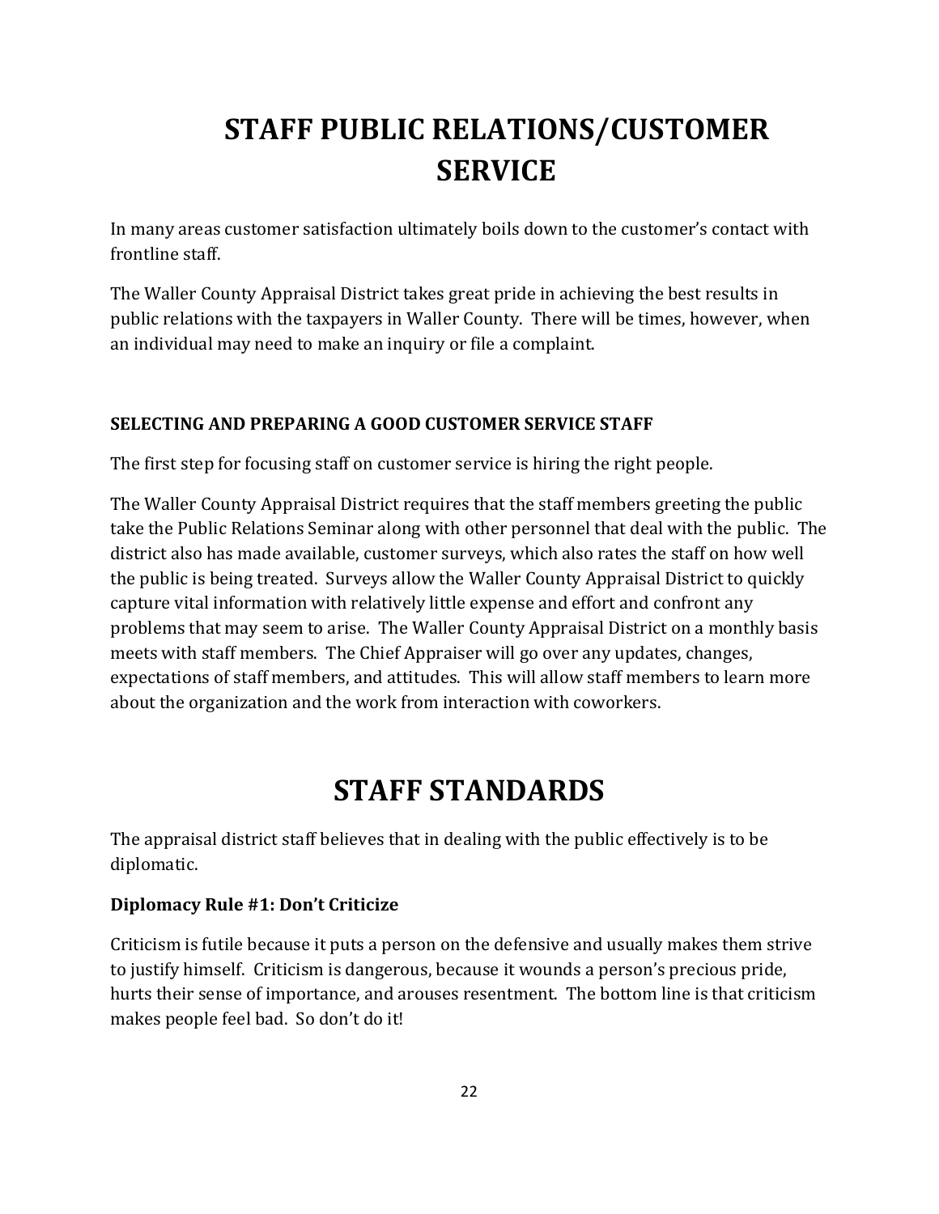# STAFF PUBLIC RELATIONS/CUSTOMER SERVICE

In many areas customer satisfaction ultimately boils down to the customer's contact with frontline staff.

The Waller County Appraisal District takes great pride in achieving the best results in public relations with the taxpayers in Waller County. There will be times, however, when an individual may need to make an inquiry or file a complaint.

### SELECTING AND PREPARING A GOOD CUSTOMER SERVICE STAFF

The first step for focusing staff on customer service is hiring the right people.

The Waller County Appraisal District requires that the staff members greeting the public take the Public Relations Seminar along with other personnel that deal with the public. The district also has made available, customer surveys, which also rates the staff on how well the public is being treated. Surveys allow the Waller County Appraisal District to quickly capture vital information with relatively little expense and effort and confront any problems that may seem to arise. The Waller County Appraisal District on a monthly basis meets with staff members. The Chief Appraiser will go over any updates, changes, expectations of staff members, and attitudes. This will allow staff members to learn more about the organization and the work from interaction with coworkers.

# STAFF STANDARDS

The appraisal district staff believes that in dealing with the public effectively is to be diplomatic.

### Diplomacy Rule #1: Don't Criticize

Criticism is futile because it puts a person on the defensive and usually makes them strive to justify himself. Criticism is dangerous, because it wounds a person's precious pride, hurts their sense of importance, and arouses resentment. The bottom line is that criticism makes people feel bad. So don't do it!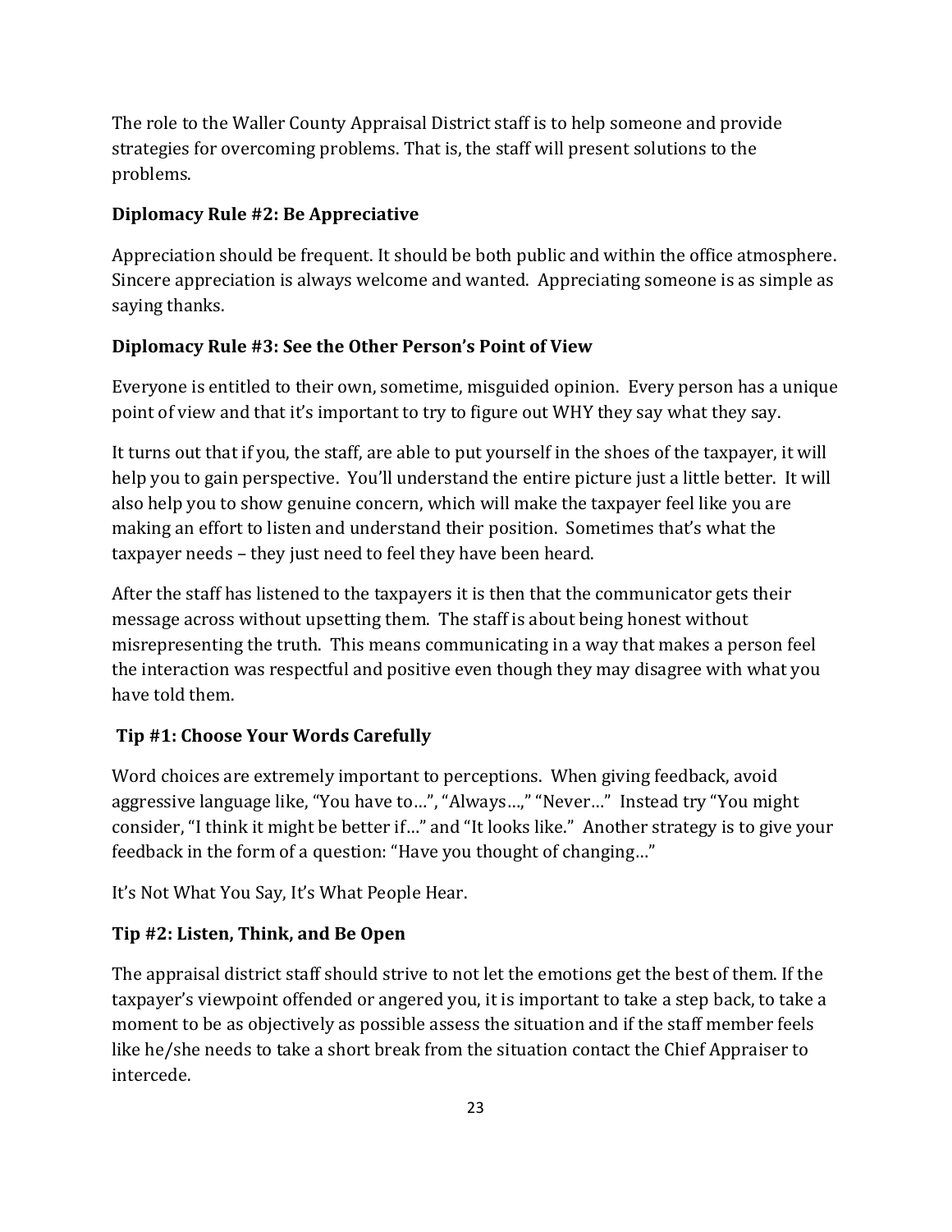The role to the Waller County Appraisal District staff is to help someone and provide strategies for overcoming problems. That is, the staff will present solutions to the problems.

### Diplomacy Rule #2: Be Appreciative

Appreciation should be frequent. It should be both public and within the office atmosphere. Sincere appreciation is always welcome and wanted. Appreciating someone is as simple as saying thanks.

### Diplomacy Rule #3: See the Other Person's Point of View

Everyone is entitled to their own, sometime, misguided opinion. Every person has a unique point of view and that it's important to try to figure out WHY they say what they say.

It turns out that if you, the staff, are able to put yourself in the shoes of the taxpayer, it will help you to gain perspective. You'll understand the entire picture just a little better. It will also help you to show genuine concern, which will make the taxpayer feel like you are making an effort to listen and understand their position. Sometimes that's what the taxpayer needs – they just need to feel they have been heard.

After the staff has listened to the taxpayers it is then that the communicator gets their message across without upsetting them. The staff is about being honest without misrepresenting the truth. This means communicating in a way that makes a person feel the interaction was respectful and positive even though they may disagree with what you have told them.

### Tip #1: Choose Your Words Carefully

Word choices are extremely important to perceptions. When giving feedback, avoid aggressive language like, "You have to…", "Always…," "Never…" Instead try "You might consider, "I think it might be better if…" and "It looks like." Another strategy is to give your feedback in the form of a question: "Have you thought of changing…"

It's Not What You Say, It's What People Hear.

### Tip #2: Listen, Think, and Be Open

The appraisal district staff should strive to not let the emotions get the best of them. If the taxpayer's viewpoint offended or angered you, it is important to take a step back, to take a moment to be as objectively as possible assess the situation and if the staff member feels like he/she needs to take a short break from the situation contact the Chief Appraiser to intercede.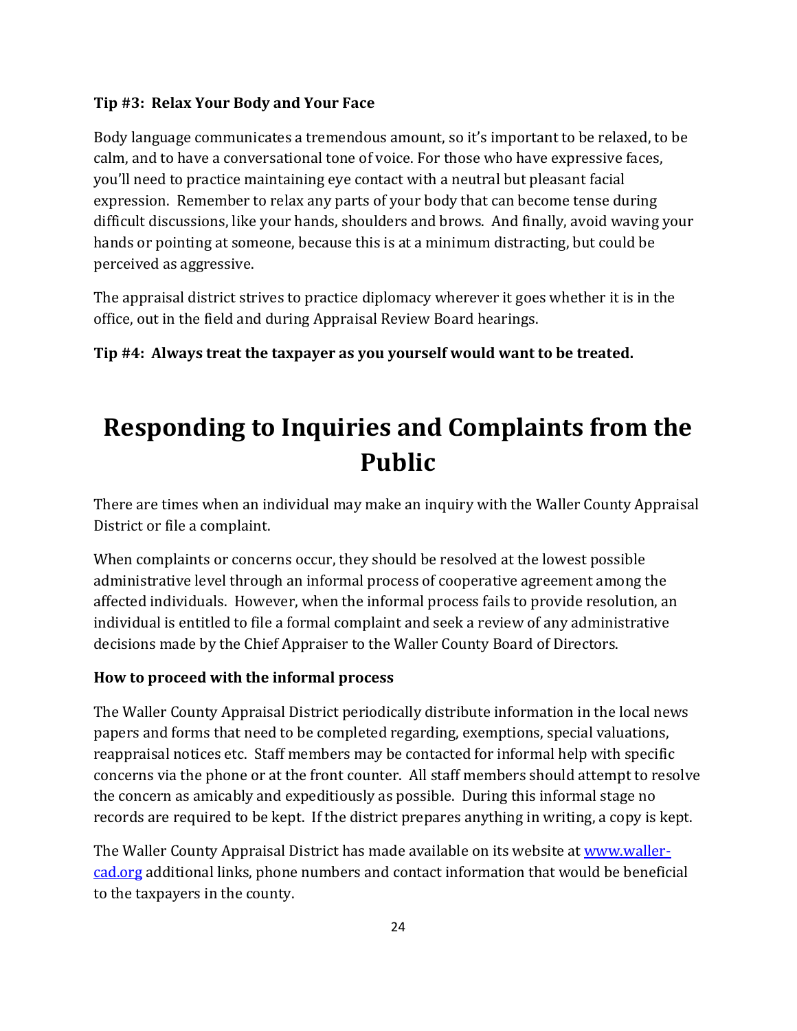**Tip #3: Relax Your Body and Your Face**

Body language communicates a tremendous amount, so it's important to be relaxed, to be calm, and to have a conversational tone of voice. For those who have expressive faces, you'll need to practice maintaining eye contact with a neutral but pleasant facial expression. Remember to relax any parts of your body that can become tense during difficult discussions, like your hands, shoulders and brows. And finally, avoid waving your hands or pointing at someone, because this is at a minimum distracting, but could be perceived as aggressive.

The appraisal district strives to practice diplomacy wherever it goes whether it is in the office, out in the field and during Appraisal Review Board hearings.

**Tip #4: Always treat the taxpayer as you yourself would want to be treated.**

# Responding to Inquiries and Complaints from the Public

There are times when an individual may make an inquiry with the Waller County Appraisal District or file a complaint.

When complaints or concerns occur, they should be resolved at the lowest possible administrative level through an informal process of cooperative agreement among the affected individuals. However, when the informal process fails to provide resolution, an individual is entitled to file a formal complaint and seek a review of any administrative decisions made by the Chief Appraiser to the Waller County Board of Directors.

**How to proceed with the informal process**

The Waller County Appraisal District periodically distribute information in the local news papers and forms that need to be completed regarding, exemptions, special valuations, reappraisal notices etc. Staff members may be contacted for informal help with specific concerns via the phone or at the front counter. All staff members should attempt to resolve the concern as amicably and expeditiously as possible. During this informal stage no records are required to be kept. If the district prepares anything in writing, a copy is kept.

The Waller County Appraisal District has made available on its website at [www.waller-cad.org](http://www.waller-cad.org) additional links, phone numbers and contact information that would be beneficial to the taxpayers in the county.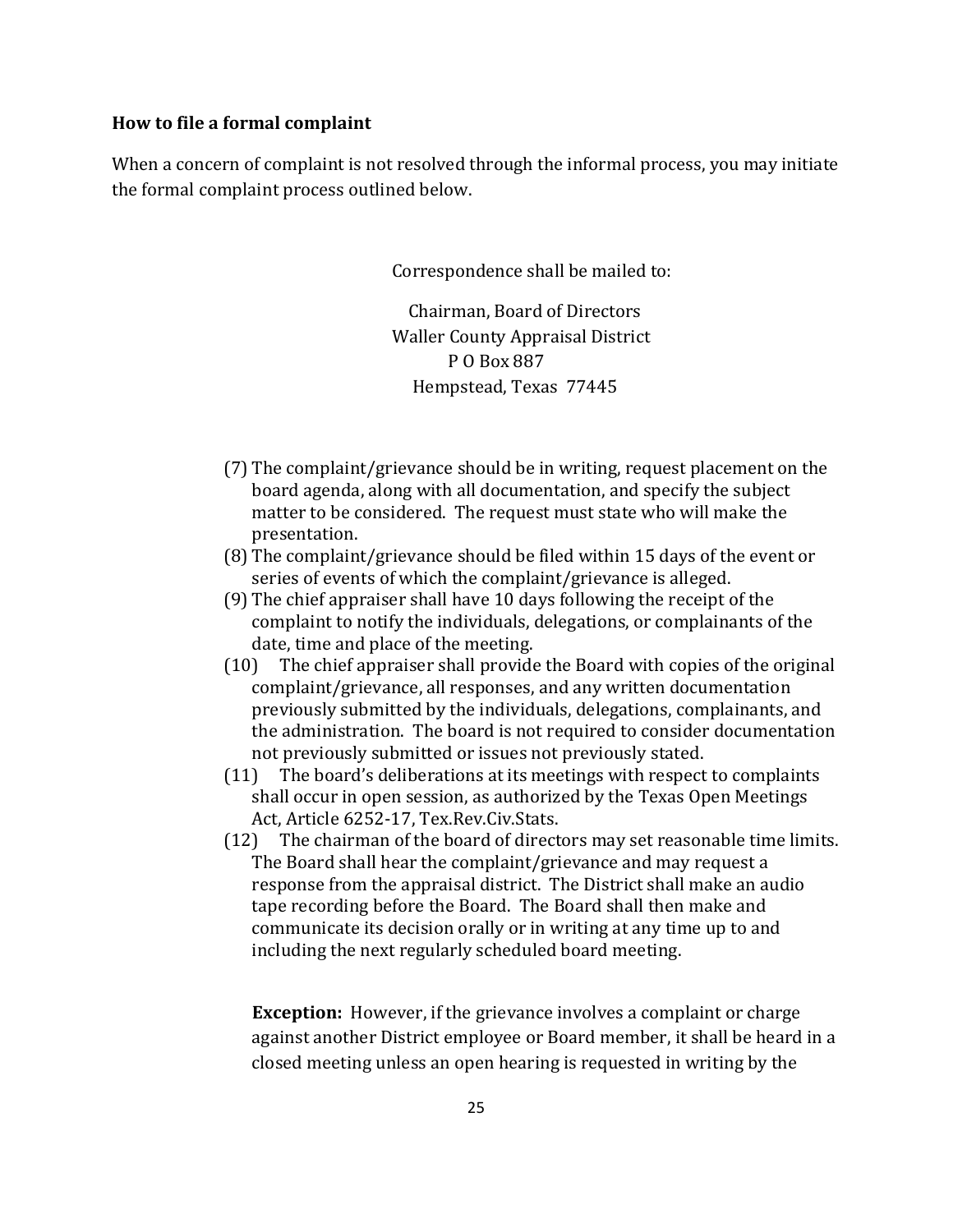**How to file a formal complaint**

When a concern of complaint is not resolved through the informal process, you may initiate the formal complaint process outlined below.

Correspondence shall be mailed to:

Chairman, Board of Directors
Waller County Appraisal District
P O Box 887
Hempstead, Texas 77445

(7) The complaint/grievance should be in writing, request placement on the board agenda, along with all documentation, and specify the subject matter to be considered. The request must state who will make the presentation.

(8) The complaint/grievance should be filed within 15 days of the event or series of events of which the complaint/grievance is alleged.

(9) The chief appraiser shall have 10 days following the receipt of the complaint to notify the individuals, delegations, or complainants of the date, time and place of the meeting.

(10) The chief appraiser shall provide the Board with copies of the original complaint/grievance, all responses, and any written documentation previously submitted by the individuals, delegations, complainants, and the administration. The board is not required to consider documentation not previously submitted or issues not previously stated.

(11) The board's deliberations at its meetings with respect to complaints shall occur in open session, as authorized by the Texas Open Meetings Act, Article 6252-17, Tex.Rev.Civ.Stats.

(12) The chairman of the board of directors may set reasonable time limits. The Board shall hear the complaint/grievance and may request a response from the appraisal district. The District shall make an audio tape recording before the Board. The Board shall then make and communicate its decision orally or in writing at any time up to and including the next regularly scheduled board meeting.

**Exception:** However, if the grievance involves a complaint or charge against another District employee or Board member, it shall be heard in a closed meeting unless an open hearing is requested in writing by the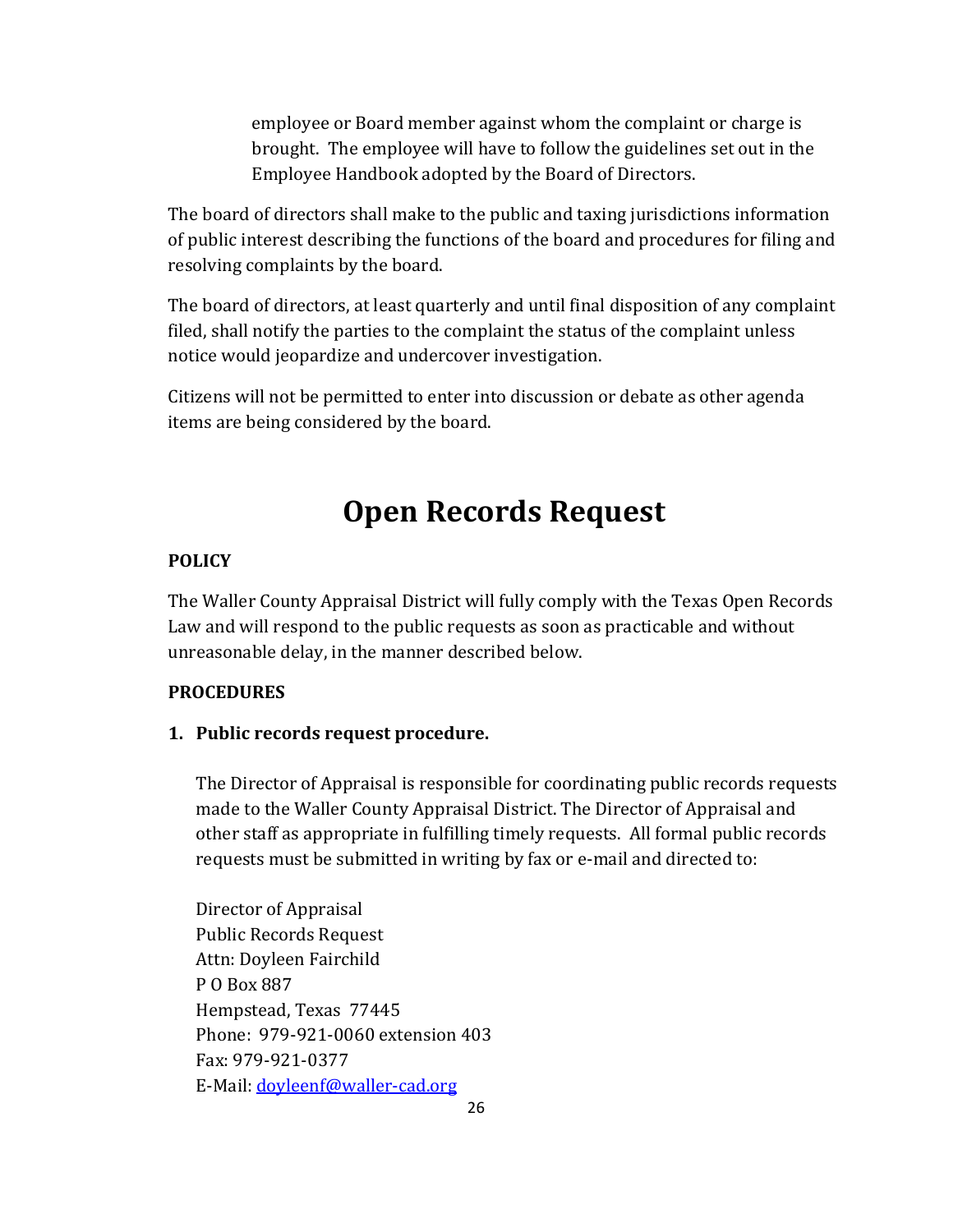employee or Board member against whom the complaint or charge is brought. The employee will have to follow the guidelines set out in the Employee Handbook adopted by the Board of Directors.

The board of directors shall make to the public and taxing jurisdictions information of public interest describing the functions of the board and procedures for filing and resolving complaints by the board.

The board of directors, at least quarterly and until final disposition of any complaint filed, shall notify the parties to the complaint the status of the complaint unless notice would jeopardize and undercover investigation.

Citizens will not be permitted to enter into discussion or debate as other agenda items are being considered by the board.

# Open Records Request

**POLICY**

The Waller County Appraisal District will fully comply with the Texas Open Records Law and will respond to the public requests as soon as practicable and without unreasonable delay, in the manner described below.

**PROCEDURES**

1. **Public records request procedure.**

   The Director of Appraisal is responsible for coordinating public records requests made to the Waller County Appraisal District. The Director of Appraisal and other staff as appropriate in fulfilling timely requests. All formal public records requests must be submitted in writing by fax or e-mail and directed to:

   Director of Appraisal
   Public Records Request
   Attn: Doyleen Fairchild
   P O Box 887
   Hempstead, Texas 77445
   Phone: 979-921-0060 extension 403
   Fax: 979-921-0377
   E-Mail: doyleenf@waller-cad.org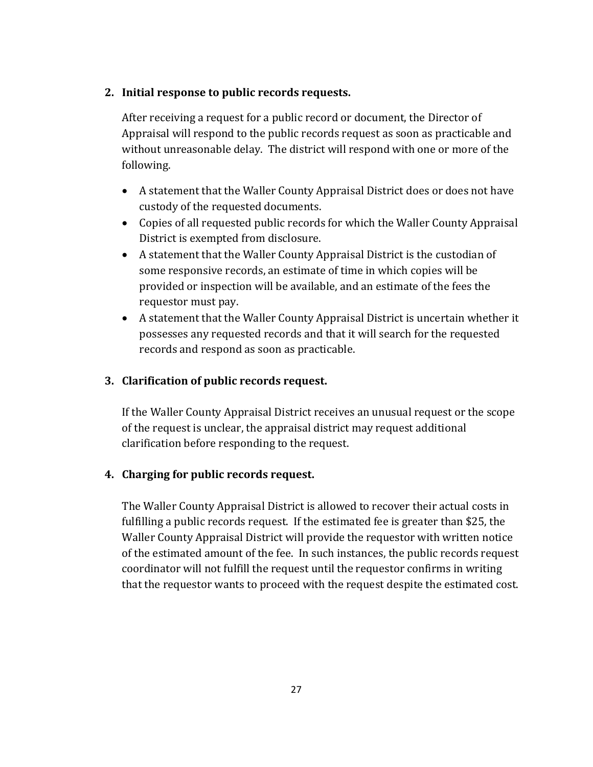2. **Initial response to public records requests.**

   After receiving a request for a public record or document, the Director of Appraisal will respond to the public records request as soon as practicable and without unreasonable delay. The district will respond with one or more of the following.

   - A statement that the Waller County Appraisal District does or does not have custody of the requested documents.
   - Copies of all requested public records for which the Waller County Appraisal District is exempted from disclosure.
   - A statement that the Waller County Appraisal District is the custodian of some responsive records, an estimate of time in which copies will be provided or inspection will be available, and an estimate of the fees the requestor must pay.
   - A statement that the Waller County Appraisal District is uncertain whether it possesses any requested records and that it will search for the requested records and respond as soon as practicable.

3. **Clarification of public records request.**

   If the Waller County Appraisal District receives an unusual request or the scope of the request is unclear, the appraisal district may request additional clarification before responding to the request.

4. **Charging for public records request.**

   The Waller County Appraisal District is allowed to recover their actual costs in fulfilling a public records request. If the estimated fee is greater than $25, the Waller County Appraisal District will provide the requestor with written notice of the estimated amount of the fee. In such instances, the public records request coordinator will not fulfill the request until the requestor confirms in writing that the requestor wants to proceed with the request despite the estimated cost.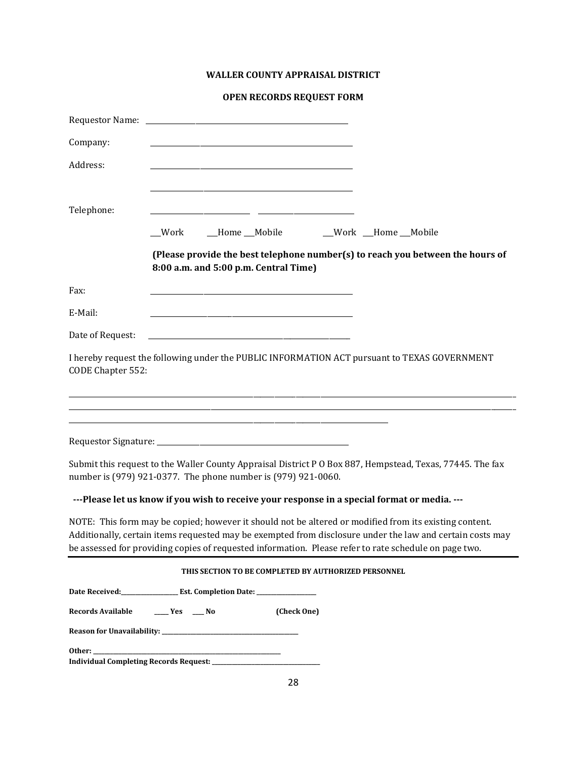**WALLER COUNTY APPRAISAL DISTRICT**

**OPEN RECORDS REQUEST FORM**

Requestor Name: ____________________________________________

Company: ____________________________________________

Address: ____________________________________________

____________________________________________

Telephone: ______________________ ______________________

___Work ___Home ___Mobile ___Work ___Home ___Mobile

**(Please provide the best telephone number(s) to reach you between the hours of 8:00 a.m. and 5:00 p.m. Central Time)**

Fax: ____________________________________________

E-Mail: ____________________________________________

Date of Request: ____________________________________________

I hereby request the following under the PUBLIC INFORMATION ACT pursuant to TEXAS GOVERNMENT CODE Chapter 552:

________________________________________________________________________________________________

________________________________________________________________________________________________

______________________________________________________________

Requestor Signature: ____________________________________________

Submit this request to the Waller County Appraisal District P O Box 887, Hempstead, Texas, 77445. The fax number is (979) 921-0377. The phone number is (979) 921-0060.

**---Please let us know if you wish to receive your response in a special format or media. ---**

NOTE: This form may be copied; however it should not be altered or modified from its existing content. Additionally, certain items requested may be exempted from disclosure under the law and certain costs may be assessed for providing copies of requested information. Please refer to rate schedule on page two.

---

**THIS SECTION TO BE COMPLETED BY AUTHORIZED PERSONNEL**

**Date Received:**_______________ **Est. Completion Date:** _______________

**Records Available** ____ **Yes** ____ **No** **(Check One)**

**Reason for Unavailability:** ____________________________________

**Other:** ____________________________________________

**Individual Completing Records Request:** ______________________________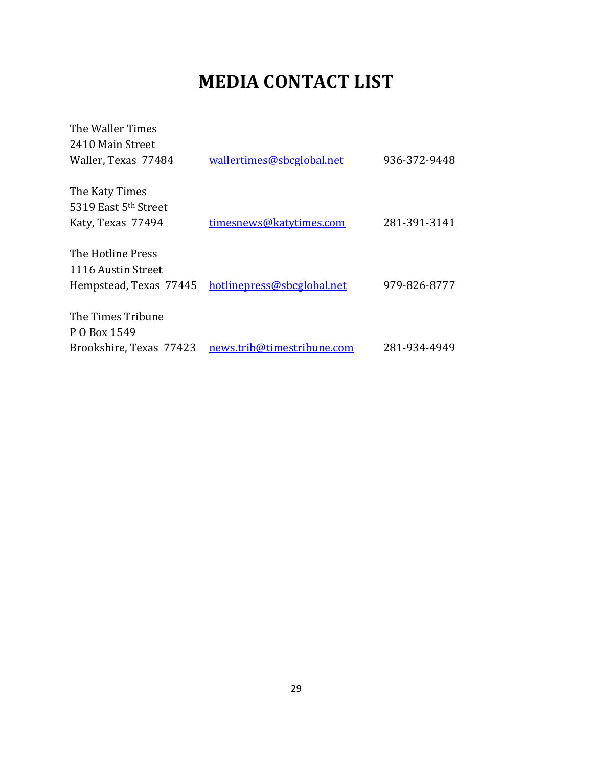# MEDIA CONTACT LIST

| | | |
|---|---|---|
| The Waller Times<br>2410 Main Street<br>Waller, Texas 77484 | wallertimes@sbcglobal.net | 936-372-9448 |
| The Katy Times<br>5319 East 5th Street<br>Katy, Texas 77494 | timesnews@katytimes.com | 281-391-3141 |
| The Hotline Press<br>1116 Austin Street<br>Hempstead, Texas 77445 | hotlinepress@sbcglobal.net | 979-826-8777 |
| The Times Tribune<br>P O Box 1549<br>Brookshire, Texas 77423 | news.trib@timestribune.com | 281-934-4949 |